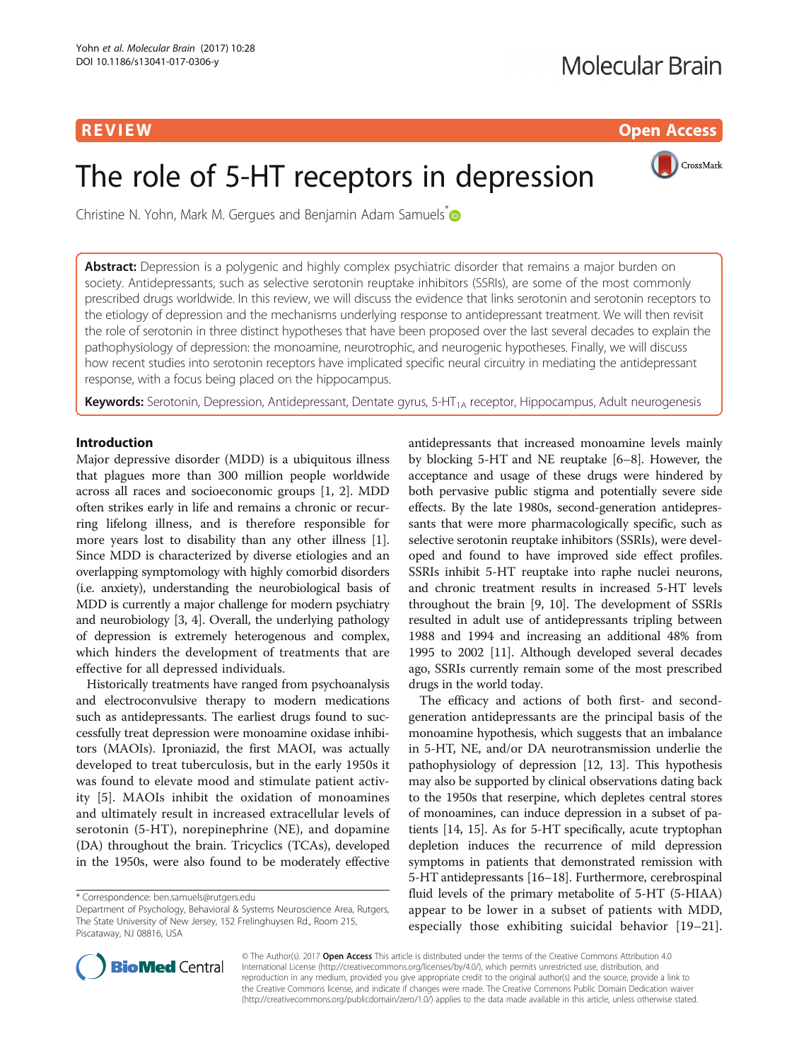REVIEW

Open Access

# The role of 5-HT receptors in depression

Christine N. Yohn, Mark M. Gergues and Benjamin Adam Samuels*

**Abstract:** Depression is a polygenic and highly complex psychiatric disorder that remains a major burden on society. Antidepressants, such as selective serotonin reuptake inhibitors (SSRIs), are some of the most commonly prescribed drugs worldwide. In this review, we will discuss the evidence that links serotonin and serotonin receptors to the etiology of depression and the mechanisms underlying response to antidepressant treatment. We will then revisit the role of serotonin in three distinct hypotheses that have been proposed over the last several decades to explain the pathophysiology of depression: the monoamine, neurotrophic, and neurogenic hypotheses. Finally, we will discuss how recent studies into serotonin receptors have implicated specific neural circuitry in mediating the antidepressant response, with a focus being placed on the hippocampus.

**Keywords:** Serotonin, Depression, Antidepressant, Dentate gyrus, 5-HT$_{1A}$ receptor, Hippocampus, Adult neurogenesis

## Introduction

Major depressive disorder (MDD) is a ubiquitous illness that plagues more than 300 million people worldwide across all races and socioeconomic groups [1, 2]. MDD often strikes early in life and remains a chronic or recurring lifelong illness, and is therefore responsible for more years lost to disability than any other illness [1]. Since MDD is characterized by diverse etiologies and an overlapping symptomology with highly comorbid disorders (i.e. anxiety), understanding the neurobiological basis of MDD is currently a major challenge for modern psychiatry and neurobiology [3, 4]. Overall, the underlying pathology of depression is extremely heterogenous and complex, which hinders the development of treatments that are effective for all depressed individuals.

Historically treatments have ranged from psychoanalysis and electroconvulsive therapy to modern medications such as antidepressants. The earliest drugs found to successfully treat depression were monoamine oxidase inhibitors (MAOIs). Iproniazid, the first MAOI, was actually developed to treat tuberculosis, but in the early 1950s it was found to elevate mood and stimulate patient activity [5]. MAOIs inhibit the oxidation of monoamines and ultimately result in increased extracellular levels of serotonin (5-HT), norepinephrine (NE), and dopamine (DA) throughout the brain. Tricyclics (TCAs), developed in the 1950s, were also found to be moderately effective antidepressants that increased monoamine levels mainly by blocking 5-HT and NE reuptake [6–8]. However, the acceptance and usage of these drugs were hindered by both pervasive public stigma and potentially severe side effects. By the late 1980s, second-generation antidepressants that were more pharmacologically specific, such as selective serotonin reuptake inhibitors (SSRIs), were developed and found to have improved side effect profiles. SSRIs inhibit 5-HT reuptake into raphe nuclei neurons, and chronic treatment results in increased 5-HT levels throughout the brain [9, 10]. The development of SSRIs resulted in adult use of antidepressants tripling between 1988 and 1994 and increasing an additional 48% from 1995 to 2002 [11]. Although developed several decades ago, SSRIs currently remain some of the most prescribed drugs in the world today.

The efficacy and actions of both first- and second-generation antidepressants are the principal basis of the monoamine hypothesis, which suggests that an imbalance in 5-HT, NE, and/or DA neurotransmission underlie the pathophysiology of depression [12, 13]. This hypothesis may also be supported by clinical observations dating back to the 1950s that reserpine, which depletes central stores of monoamines, can induce depression in a subset of patients [14, 15]. As for 5-HT specifically, acute tryptophan depletion induces the recurrence of mild depression symptoms in patients that demonstrated remission with 5-HT antidepressants [16–18]. Furthermore, cerebrospinal fluid levels of the primary metabolite of 5-HT (5-HIAA) appear to be lower in a subset of patients with MDD, especially those exhibiting suicidal behavior [19–21].

* Correspondence: ben.samuels@rutgers.edu
Department of Psychology, Behavioral & Systems Neuroscience Area, Rutgers, The State University of New Jersey, 152 Frelinghuysen Rd., Room 215, Piscataway, NJ 08816, USA

© The Author(s). 2017 **Open Access** This article is distributed under the terms of the Creative Commons Attribution 4.0 International License (http://creativecommons.org/licenses/by/4.0/), which permits unrestricted use, distribution, and reproduction in any medium, provided you give appropriate credit to the original author(s) and the source, provide a link to the Creative Commons license, and indicate if changes were made. The Creative Commons Public Domain Dedication waiver (http://creativecommons.org/publicdomain/zero/1.0/) applies to the data made available in this article, unless otherwise stated.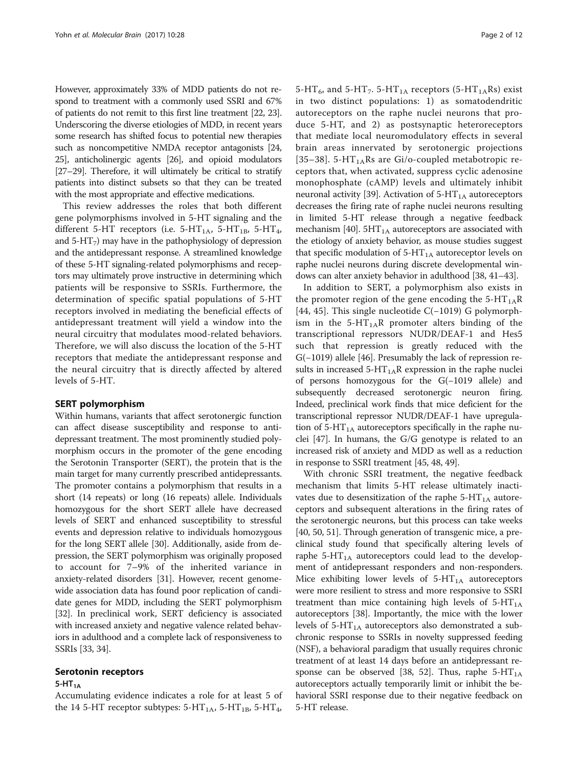However, approximately 33% of MDD patients do not respond to treatment with a commonly used SSRI and 67% of patients do not remit to this first line treatment [22, 23]. Underscoring the diverse etiologies of MDD, in recent years some research has shifted focus to potential new therapies such as noncompetitive NMDA receptor antagonists [24, 25], anticholinergic agents [26], and opioid modulators [27–29]. Therefore, it will ultimately be critical to stratify patients into distinct subsets so that they can be treated with the most appropriate and effective medications.

This review addresses the roles that both different gene polymorphisms involved in 5-HT signaling and the different 5-HT receptors (i.e. $5\text{-HT}_{1A}$, $5\text{-HT}_{1B}$, $5\text{-HT}_4$, and $5\text{-HT}_7$) may have in the pathophysiology of depression and the antidepressant response. A streamlined knowledge of these 5-HT signaling-related polymorphisms and receptors may ultimately prove instructive in determining which patients will be responsive to SSRIs. Furthermore, the determination of specific spatial populations of 5-HT receptors involved in mediating the beneficial effects of antidepressant treatment will yield a window into the neural circuitry that modulates mood-related behaviors. Therefore, we will also discuss the location of the 5-HT receptors that mediate the antidepressant response and the neural circuitry that is directly affected by altered levels of 5-HT.

## SERT polymorphism

Within humans, variants that affect serotonergic function can affect disease susceptibility and response to antidepressant treatment. The most prominently studied polymorphism occurs in the promoter of the gene encoding the Serotonin Transporter (SERT), the protein that is the main target for many currently prescribed antidepressants. The promoter contains a polymorphism that results in a short (14 repeats) or long (16 repeats) allele. Individuals homozygous for the short SERT allele have decreased levels of SERT and enhanced susceptibility to stressful events and depression relative to individuals homozygous for the long SERT allele [30]. Additionally, aside from depression, the SERT polymorphism was originally proposed to account for 7–9% of the inherited variance in anxiety-related disorders [31]. However, recent genome-wide association data has found poor replication of candidate genes for MDD, including the SERT polymorphism [32]. In preclinical work, SERT deficiency is associated with increased anxiety and negative valence related behaviors in adulthood and a complete lack of responsiveness to SSRIs [33, 34].

## Serotonin receptors

### $5\text{-HT}_{1A}$

Accumulating evidence indicates a role for at least 5 of the 14 5-HT receptor subtypes: $5\text{-HT}_{1A}$, $5\text{-HT}_{1B}$, $5\text{-HT}_4$, $5\text{-HT}_6$, and $5\text{-HT}_7$. $5\text{-HT}_{1A}$ receptors ($5\text{-HT}_{1A}$Rs) exist in two distinct populations: 1) as somatodendritic autoreceptors on the raphe nuclei neurons that produce 5-HT, and 2) as postsynaptic heteroreceptors that mediate local neuromodulatory effects in several brain areas innervated by serotonergic projections [35–38]. $5\text{-HT}_{1A}$Rs are Gi/o-coupled metabotropic receptors that, when activated, suppress cyclic adenosine monophosphate (cAMP) levels and ultimately inhibit neuronal activity [39]. Activation of $5\text{-HT}_{1A}$ autoreceptors decreases the firing rate of raphe nuclei neurons resulting in limited 5-HT release through a negative feedback mechanism [40]. $5\text{HT}_{1A}$ autoreceptors are associated with the etiology of anxiety behavior, as mouse studies suggest that specific modulation of $5\text{-HT}_{1A}$ autoreceptor levels on raphe nuclei neurons during discrete developmental windows can alter anxiety behavior in adulthood [38, 41–43].

In addition to SERT, a polymorphism also exists in the promoter region of the gene encoding the $5\text{-HT}_{1A}$R [44, 45]. This single nucleotide C(−1019) G polymorphism in the $5\text{-HT}_{1A}$R promoter alters binding of the transcriptional repressors NUDR/DEAF-1 and Hes5 such that repression is greatly reduced with the G(−1019) allele [46]. Presumably the lack of repression results in increased $5\text{-HT}_{1A}$R expression in the raphe nuclei of persons homozygous for the G(−1019 allele) and subsequently decreased serotonergic neuron firing. Indeed, preclinical work finds that mice deficient for the transcriptional repressor NUDR/DEAF-1 have upregulation of $5\text{-HT}_{1A}$ autoreceptors specifically in the raphe nuclei [47]. In humans, the G/G genotype is related to an increased risk of anxiety and MDD as well as a reduction in response to SSRI treatment [45, 48, 49].

With chronic SSRI treatment, the negative feedback mechanism that limits 5-HT release ultimately inactivates due to desensitization of the raphe $5\text{-HT}_{1A}$ autoreceptors and subsequent alterations in the firing rates of the serotonergic neurons, but this process can take weeks [40, 50, 51]. Through generation of transgenic mice, a preclinical study found that specifically altering levels of raphe $5\text{-HT}_{1A}$ autoreceptors could lead to the development of antidepressant responders and non-responders. Mice exhibiting lower levels of $5\text{-HT}_{1A}$ autoreceptors were more resilient to stress and more responsive to SSRI treatment than mice containing high levels of $5\text{-HT}_{1A}$ autoreceptors [38]. Importantly, the mice with the lower levels of $5\text{-HT}_{1A}$ autoreceptors also demonstrated a subchronic response to SSRIs in novelty suppressed feeding (NSF), a behavioral paradigm that usually requires chronic treatment of at least 14 days before an antidepressant response can be observed [38, 52]. Thus, raphe $5\text{-HT}_{1A}$ autoreceptors actually temporarily limit or inhibit the behavioral SSRI response due to their negative feedback on 5-HT release.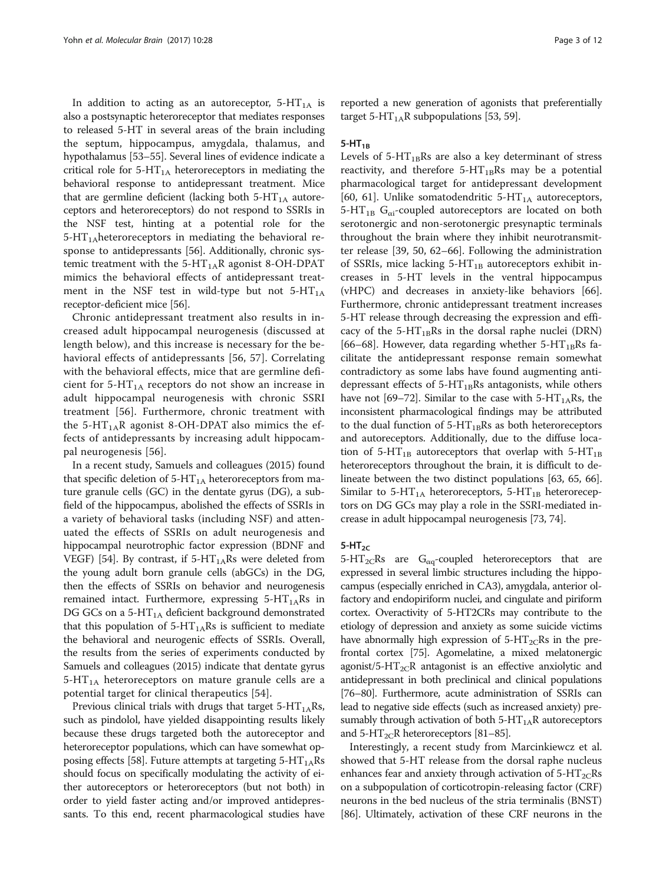In addition to acting as an autoreceptor, $5\text{-HT}_{1A}$ is also a postsynaptic heteroreceptor that mediates responses to released 5-HT in several areas of the brain including the septum, hippocampus, amygdala, thalamus, and hypothalamus [53–55]. Several lines of evidence indicate a critical role for $5\text{-HT}_{1A}$ heteroreceptors in mediating the behavioral response to antidepressant treatment. Mice that are germline deficient (lacking both $5\text{-HT}_{1A}$ autoreceptors and heteroreceptors) do not respond to SSRIs in the NSF test, hinting at a potential role for the $5\text{-HT}_{1A}$heteroreceptors in mediating the behavioral response to antidepressants [56]. Additionally, chronic systemic treatment with the $5\text{-HT}_{1A}$R agonist 8-OH-DPAT mimics the behavioral effects of antidepressant treatment in the NSF test in wild-type but not $5\text{-HT}_{1A}$ receptor-deficient mice [56].

Chronic antidepressant treatment also results in increased adult hippocampal neurogenesis (discussed at length below), and this increase is necessary for the behavioral effects of antidepressants [56, 57]. Correlating with the behavioral effects, mice that are germline deficient for $5\text{-HT}_{1A}$ receptors do not show an increase in adult hippocampal neurogenesis with chronic SSRI treatment [56]. Furthermore, chronic treatment with the $5\text{-HT}_{1A}$R agonist 8-OH-DPAT also mimics the effects of antidepressants by increasing adult hippocampal neurogenesis [56].

In a recent study, Samuels and colleagues (2015) found that specific deletion of $5\text{-HT}_{1A}$ heteroreceptors from mature granule cells (GC) in the dentate gyrus (DG), a subfield of the hippocampus, abolished the effects of SSRIs in a variety of behavioral tasks (including NSF) and attenuated the effects of SSRIs on adult neurogenesis and hippocampal neurotrophic factor expression (BDNF and VEGF) [54]. By contrast, if $5\text{-HT}_{1A}$Rs were deleted from the young adult born granule cells (abGCs) in the DG, then the effects of SSRIs on behavior and neurogenesis remained intact. Furthermore, expressing $5\text{-HT}_{1A}$Rs in DG GCs on a $5\text{-HT}_{1A}$ deficient background demonstrated that this population of $5\text{-HT}_{1A}$Rs is sufficient to mediate the behavioral and neurogenic effects of SSRIs. Overall, the results from the series of experiments conducted by Samuels and colleagues (2015) indicate that dentate gyrus $5\text{-HT}_{1A}$ heteroreceptors on mature granule cells are a potential target for clinical therapeutics [54].

Previous clinical trials with drugs that target $5\text{-HT}_{1A}$Rs, such as pindolol, have yielded disappointing results likely because these drugs targeted both the autoreceptor and heteroreceptor populations, which can have somewhat opposing effects [58]. Future attempts at targeting $5\text{-HT}_{1A}$Rs should focus on specifically modulating the activity of either autoreceptors or heteroreceptors (but not both) in order to yield faster acting and/or improved antidepressants. To this end, recent pharmacological studies have reported a new generation of agonists that preferentially target $5\text{-HT}_{1A}$R subpopulations [53, 59].

### $5\text{-HT}_{1B}$

Levels of $5\text{-HT}_{1B}$Rs are also a key determinant of stress reactivity, and therefore $5\text{-HT}_{1B}$Rs may be a potential pharmacological target for antidepressant development [60, 61]. Unlike somatodendritic $5\text{-HT}_{1A}$ autoreceptors, $5\text{-HT}_{1B}$ $G_{\alpha i}$-coupled autoreceptors are located on both serotonergic and non-serotonergic presynaptic terminals throughout the brain where they inhibit neurotransmitter release [39, 50, 62–66]. Following the administration of SSRIs, mice lacking $5\text{-HT}_{1B}$ autoreceptors exhibit increases in 5-HT levels in the ventral hippocampus (vHPC) and decreases in anxiety-like behaviors [66]. Furthermore, chronic antidepressant treatment increases 5-HT release through decreasing the expression and efficacy of the $5\text{-HT}_{1B}$Rs in the dorsal raphe nuclei (DRN) [66–68]. However, data regarding whether $5\text{-HT}_{1B}$Rs facilitate the antidepressant response remain somewhat contradictory as some labs have found augmenting antidepressant effects of $5\text{-HT}_{1B}$Rs antagonists, while others have not [69–72]. Similar to the case with $5\text{-HT}_{1A}$Rs, the inconsistent pharmacological findings may be attributed to the dual function of $5\text{-HT}_{1B}$Rs as both heteroreceptors and autoreceptors. Additionally, due to the diffuse location of $5\text{-HT}_{1B}$ autoreceptors that overlap with $5\text{-HT}_{1B}$ heteroreceptors throughout the brain, it is difficult to delineate between the two distinct populations [63, 65, 66]. Similar to $5\text{-HT}_{1A}$ heteroreceptors, $5\text{-HT}_{1B}$ heteroreceptors on DG GCs may play a role in the SSRI-mediated increase in adult hippocampal neurogenesis [73, 74].

### $5\text{-HT}_{2C}$

$5\text{-HT}_{2C}$Rs are $G_{\alpha q}$-coupled heteroreceptors that are expressed in several limbic structures including the hippocampus (especially enriched in CA3), amygdala, anterior olfactory and endopiriform nuclei, and cingulate and piriform cortex. Overactivity of 5-HT2CRs may contribute to the etiology of depression and anxiety as some suicide victims have abnormally high expression of $5\text{-HT}_{2C}$Rs in the prefrontal cortex [75]. Agomelatine, a mixed melatonergic agonist/$5\text{-HT}_{2C}$R antagonist is an effective anxiolytic and antidepressant in both preclinical and clinical populations [76–80]. Furthermore, acute administration of SSRIs can lead to negative side effects (such as increased anxiety) presumably through activation of both $5\text{-HT}_{1A}$R autoreceptors and $5\text{-HT}_{2C}$R heteroreceptors [81–85].

Interestingly, a recent study from Marcinkiewcz et al. showed that 5-HT release from the dorsal raphe nucleus enhances fear and anxiety through activation of $5\text{-HT}_{2C}$Rs on a subpopulation of corticotropin-releasing factor (CRF) neurons in the bed nucleus of the stria terminalis (BNST) [86]. Ultimately, activation of these CRF neurons in the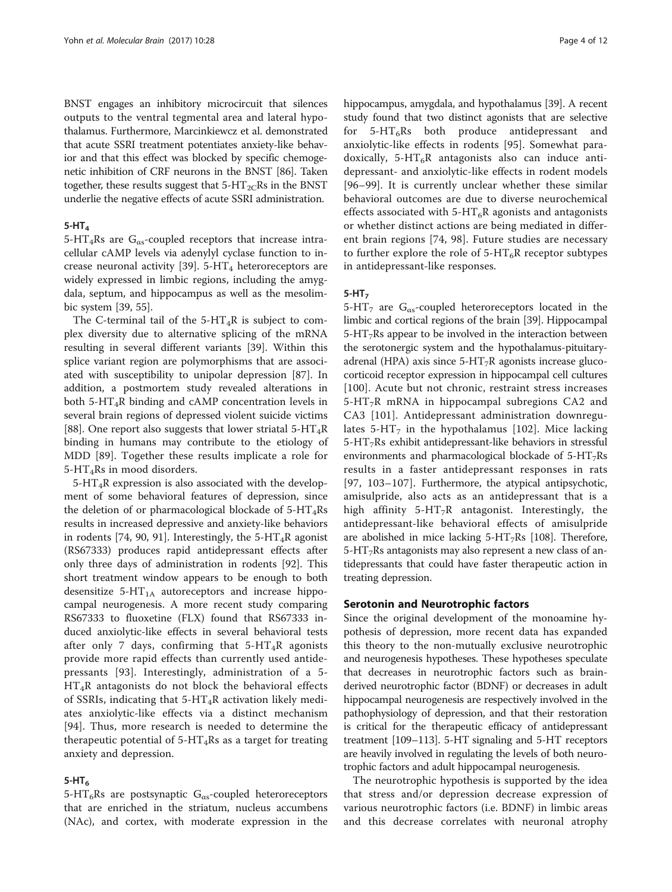BNST engages an inhibitory microcircuit that silences outputs to the ventral tegmental area and lateral hypothalamus. Furthermore, Marcinkiewcz et al. demonstrated that acute SSRI treatment potentiates anxiety-like behavior and that this effect was blocked by specific chemogenetic inhibition of CRF neurons in the BNST [86]. Taken together, these results suggest that 5-$HT_{2C}$Rs in the BNST underlie the negative effects of acute SSRI administration.

### 5-$HT_4$

5-$HT_4$Rs are $G_{\alpha s}$-coupled receptors that increase intracellular cAMP levels via adenylyl cyclase function to increase neuronal activity [39]. 5-$HT_4$ heteroreceptors are widely expressed in limbic regions, including the amygdala, septum, and hippocampus as well as the mesolimbic system [39, 55].

The C-terminal tail of the 5-$HT_4$R is subject to complex diversity due to alternative splicing of the mRNA resulting in several different variants [39]. Within this splice variant region are polymorphisms that are associated with susceptibility to unipolar depression [87]. In addition, a postmortem study revealed alterations in both 5-$HT_4$R binding and cAMP concentration levels in several brain regions of depressed violent suicide victims [88]. One report also suggests that lower striatal 5-$HT_4$R binding in humans may contribute to the etiology of MDD [89]. Together these results implicate a role for 5-$HT_4$Rs in mood disorders.

5-$HT_4$R expression is also associated with the development of some behavioral features of depression, since the deletion of or pharmacological blockade of 5-$HT_4$Rs results in increased depressive and anxiety-like behaviors in rodents [74, 90, 91]. Interestingly, the 5-$HT_4$R agonist (RS67333) produces rapid antidepressant effects after only three days of administration in rodents [92]. This short treatment window appears to be enough to both desensitize 5-$HT_{1A}$ autoreceptors and increase hippocampal neurogenesis. A more recent study comparing RS67333 to fluoxetine (FLX) found that RS67333 induced anxiolytic-like effects in several behavioral tests after only 7 days, confirming that 5-$HT_4$R agonists provide more rapid effects than currently used antidepressants [93]. Interestingly, administration of a 5-$HT_4$R antagonists do not block the behavioral effects of SSRIs, indicating that 5-$HT_4$R activation likely mediates anxiolytic-like effects via a distinct mechanism [94]. Thus, more research is needed to determine the therapeutic potential of 5-$HT_4$Rs as a target for treating anxiety and depression.

### 5-$HT_6$

5-$HT_6$Rs are postsynaptic $G_{\alpha s}$-coupled heteroreceptors that are enriched in the striatum, nucleus accumbens (NAc), and cortex, with moderate expression in the hippocampus, amygdala, and hypothalamus [39]. A recent study found that two distinct agonists that are selective for 5-$HT_6$Rs both produce antidepressant and anxiolytic-like effects in rodents [95]. Somewhat paradoxically, 5-$HT_6$R antagonists also can induce antidepressant- and anxiolytic-like effects in rodent models [96–99]. It is currently unclear whether these similar behavioral outcomes are due to diverse neurochemical effects associated with 5-$HT_6$R agonists and antagonists or whether distinct actions are being mediated in different brain regions [74, 98]. Future studies are necessary to further explore the role of 5-$HT_6$R receptor subtypes in antidepressant-like responses.

### 5-$HT_7$

5-$HT_7$ are $G_{\alpha s}$-coupled heteroreceptors located in the limbic and cortical regions of the brain [39]. Hippocampal 5-$HT_7$Rs appear to be involved in the interaction between the serotonergic system and the hypothalamus-pituitary-adrenal (HPA) axis since 5-$HT_7$R agonists increase glucocorticoid receptor expression in hippocampal cell cultures [100]. Acute but not chronic, restraint stress increases 5-$HT_7$R mRNA in hippocampal subregions CA2 and CA3 [101]. Antidepressant administration downregulates 5-$HT_7$ in the hypothalamus [102]. Mice lacking 5-$HT_7$Rs exhibit antidepressant-like behaviors in stressful environments and pharmacological blockade of 5-$HT_7$Rs results in a faster antidepressant responses in rats [97, 103–107]. Furthermore, the atypical antipsychotic, amisulpride, also acts as an antidepressant that is a high affinity 5-$HT_7$R antagonist. Interestingly, the antidepressant-like behavioral effects of amisulpride are abolished in mice lacking 5-$HT_7$Rs [108]. Therefore, 5-$HT_7$Rs antagonists may also represent a new class of antidepressants that could have faster therapeutic action in treating depression.

## Serotonin and Neurotrophic factors

Since the original development of the monoamine hypothesis of depression, more recent data has expanded this theory to the non-mutually exclusive neurotrophic and neurogenesis hypotheses. These hypotheses speculate that decreases in neurotrophic factors such as brain-derived neurotrophic factor (BDNF) or decreases in adult hippocampal neurogenesis are respectively involved in the pathophysiology of depression, and that their restoration is critical for the therapeutic efficacy of antidepressant treatment [109–113]. 5-HT signaling and 5-HT receptors are heavily involved in regulating the levels of both neurotrophic factors and adult hippocampal neurogenesis.

The neurotrophic hypothesis is supported by the idea that stress and/or depression decrease expression of various neurotrophic factors (i.e. BDNF) in limbic areas and this decrease correlates with neuronal atrophy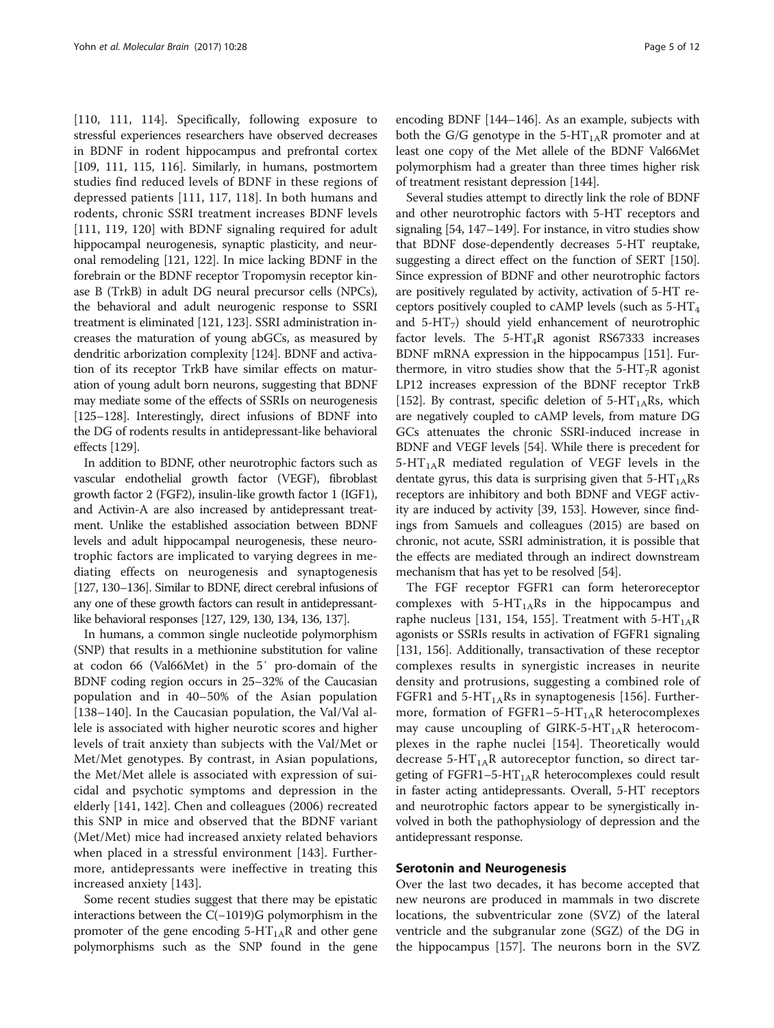[110, 111, 114]. Specifically, following exposure to stressful experiences researchers have observed decreases in BDNF in rodent hippocampus and prefrontal cortex [109, 111, 115, 116]. Similarly, in humans, postmortem studies find reduced levels of BDNF in these regions of depressed patients [111, 117, 118]. In both humans and rodents, chronic SSRI treatment increases BDNF levels [111, 119, 120] with BDNF signaling required for adult hippocampal neurogenesis, synaptic plasticity, and neuronal remodeling [121, 122]. In mice lacking BDNF in the forebrain or the BDNF receptor Tropomysin receptor kinase B (TrkB) in adult DG neural precursor cells (NPCs), the behavioral and adult neurogenic response to SSRI treatment is eliminated [121, 123]. SSRI administration increases the maturation of young abGCs, as measured by dendritic arborization complexity [124]. BDNF and activation of its receptor TrkB have similar effects on maturation of young adult born neurons, suggesting that BDNF may mediate some of the effects of SSRIs on neurogenesis [125–128]. Interestingly, direct infusions of BDNF into the DG of rodents results in antidepressant-like behavioral effects [129].

In addition to BDNF, other neurotrophic factors such as vascular endothelial growth factor (VEGF), fibroblast growth factor 2 (FGF2), insulin-like growth factor 1 (IGF1), and Activin-A are also increased by antidepressant treatment. Unlike the established association between BDNF levels and adult hippocampal neurogenesis, these neurotrophic factors are implicated to varying degrees in mediating effects on neurogenesis and synaptogenesis [127, 130–136]. Similar to BDNF, direct cerebral infusions of any one of these growth factors can result in antidepressant-like behavioral responses [127, 129, 130, 134, 136, 137].

In humans, a common single nucleotide polymorphism (SNP) that results in a methionine substitution for valine at codon 66 (Val66Met) in the 5′ pro-domain of the BDNF coding region occurs in 25–32% of the Caucasian population and in 40–50% of the Asian population [138–140]. In the Caucasian population, the Val/Val allele is associated with higher neurotic scores and higher levels of trait anxiety than subjects with the Val/Met or Met/Met genotypes. By contrast, in Asian populations, the Met/Met allele is associated with expression of suicidal and psychotic symptoms and depression in the elderly [141, 142]. Chen and colleagues (2006) recreated this SNP in mice and observed that the BDNF variant (Met/Met) mice had increased anxiety related behaviors when placed in a stressful environment [143]. Furthermore, antidepressants were ineffective in treating this increased anxiety [143].

Some recent studies suggest that there may be epistatic interactions between the C(−1019)G polymorphism in the promoter of the gene encoding 5-$HT_{1A}$R and other gene polymorphisms such as the SNP found in the gene encoding BDNF [144–146]. As an example, subjects with both the G/G genotype in the 5-$HT_{1A}$R promoter and at least one copy of the Met allele of the BDNF Val66Met polymorphism had a greater than three times higher risk of treatment resistant depression [144].

Several studies attempt to directly link the role of BDNF and other neurotrophic factors with 5-HT receptors and signaling [54, 147–149]. For instance, in vitro studies show that BDNF dose-dependently decreases 5-HT reuptake, suggesting a direct effect on the function of SERT [150]. Since expression of BDNF and other neurotrophic factors are positively regulated by activity, activation of 5-HT receptors positively coupled to cAMP levels (such as 5-$HT_4$ and 5-$HT_7$) should yield enhancement of neurotrophic factor levels. The 5-$HT_4$R agonist RS67333 increases BDNF mRNA expression in the hippocampus [151]. Furthermore, in vitro studies show that the 5-$HT_7$R agonist LP12 increases expression of the BDNF receptor TrkB [152]. By contrast, specific deletion of 5-$HT_{1A}$Rs, which are negatively coupled to cAMP levels, from mature DG GCs attenuates the chronic SSRI-induced increase in BDNF and VEGF levels [54]. While there is precedent for 5-$HT_{1A}$R mediated regulation of VEGF levels in the dentate gyrus, this data is surprising given that 5-$HT_{1A}$Rs receptors are inhibitory and both BDNF and VEGF activity are induced by activity [39, 153]. However, since findings from Samuels and colleagues (2015) are based on chronic, not acute, SSRI administration, it is possible that the effects are mediated through an indirect downstream mechanism that has yet to be resolved [54].

The FGF receptor FGFR1 can form heteroreceptor complexes with 5-$HT_{1A}$Rs in the hippocampus and raphe nucleus [131, 154, 155]. Treatment with 5-$HT_{1A}$R agonists or SSRIs results in activation of FGFR1 signaling [131, 156]. Additionally, transactivation of these receptor complexes results in synergistic increases in neurite density and protrusions, suggesting a combined role of FGFR1 and 5-$HT_{1A}$Rs in synaptogenesis [156]. Furthermore, formation of FGFR1–5-$HT_{1A}$R heterocomplexes may cause uncoupling of GIRK-5-$HT_{1A}$R heterocomplexes in the raphe nuclei [154]. Theoretically would decrease 5-$HT_{1A}$R autoreceptor function, so direct targeting of FGFR1–5-$HT_{1A}$R heterocomplexes could result in faster acting antidepressants. Overall, 5-HT receptors and neurotrophic factors appear to be synergistically involved in both the pathophysiology of depression and the antidepressant response.

## Serotonin and Neurogenesis

Over the last two decades, it has become accepted that new neurons are produced in mammals in two discrete locations, the subventricular zone (SVZ) of the lateral ventricle and the subgranular zone (SGZ) of the DG in the hippocampus [157]. The neurons born in the SVZ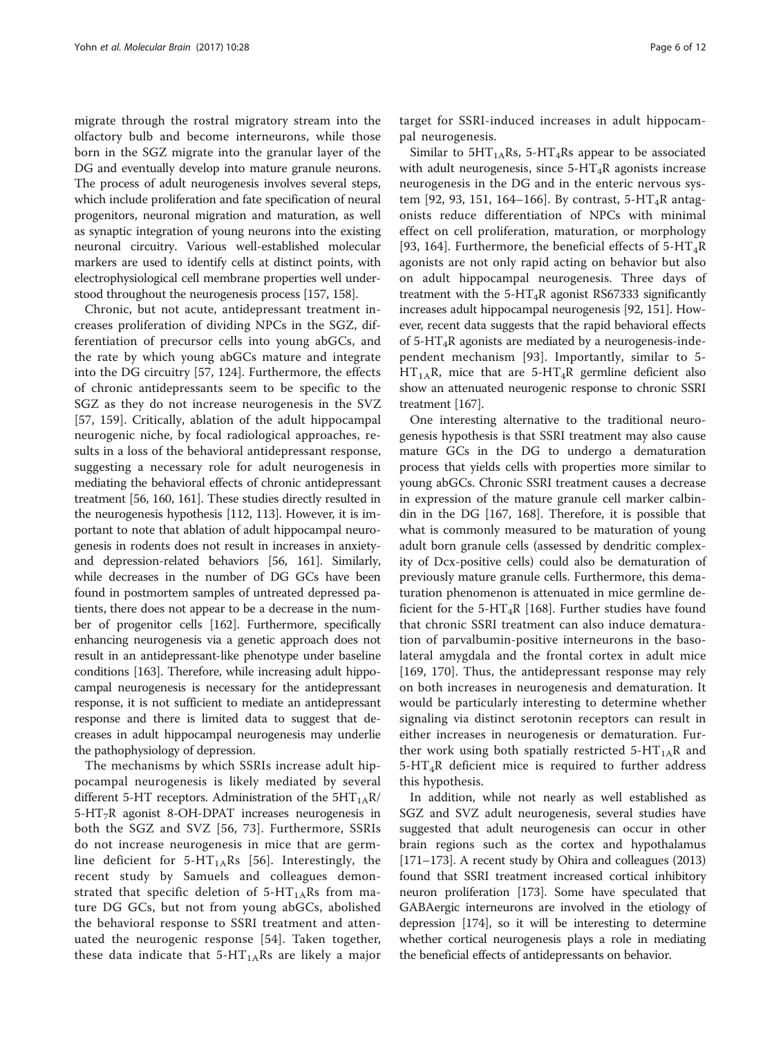migrate through the rostral migratory stream into the olfactory bulb and become interneurons, while those born in the SGZ migrate into the granular layer of the DG and eventually develop into mature granule neurons. The process of adult neurogenesis involves several steps, which include proliferation and fate specification of neural progenitors, neuronal migration and maturation, as well as synaptic integration of young neurons into the existing neuronal circuitry. Various well-established molecular markers are used to identify cells at distinct points, with electrophysiological cell membrane properties well understood throughout the neurogenesis process [157, 158].

Chronic, but not acute, antidepressant treatment increases proliferation of dividing NPCs in the SGZ, differentiation of precursor cells into young abGCs, and the rate by which young abGCs mature and integrate into the DG circuitry [57, 124]. Furthermore, the effects of chronic antidepressants seem to be specific to the SGZ as they do not increase neurogenesis in the SVZ [57, 159]. Critically, ablation of the adult hippocampal neurogenic niche, by focal radiological approaches, results in a loss of the behavioral antidepressant response, suggesting a necessary role for adult neurogenesis in mediating the behavioral effects of chronic antidepressant treatment [56, 160, 161]. These studies directly resulted in the neurogenesis hypothesis [112, 113]. However, it is important to note that ablation of adult hippocampal neurogenesis in rodents does not result in increases in anxiety- and depression-related behaviors [56, 161]. Similarly, while decreases in the number of DG GCs have been found in postmortem samples of untreated depressed patients, there does not appear to be a decrease in the number of progenitor cells [162]. Furthermore, specifically enhancing neurogenesis via a genetic approach does not result in an antidepressant-like phenotype under baseline conditions [163]. Therefore, while increasing adult hippocampal neurogenesis is necessary for the antidepressant response, it is not sufficient to mediate an antidepressant response and there is limited data to suggest that decreases in adult hippocampal neurogenesis may underlie the pathophysiology of depression.

The mechanisms by which SSRIs increase adult hippocampal neurogenesis is likely mediated by several different 5-HT receptors. Administration of the $5HT_{1A}R$/$5\text{-}HT_7R$ agonist 8-OH-DPAT increases neurogenesis in both the SGZ and SVZ [56, 73]. Furthermore, SSRIs do not increase neurogenesis in mice that are germline deficient for $5\text{-}HT_{1A}Rs$ [56]. Interestingly, the recent study by Samuels and colleagues demonstrated that specific deletion of $5\text{-}HT_{1A}Rs$ from mature DG GCs, but not from young abGCs, abolished the behavioral response to SSRI treatment and attenuated the neurogenic response [54]. Taken together, these data indicate that $5\text{-}HT_{1A}Rs$ are likely a major target for SSRI-induced increases in adult hippocampal neurogenesis.

Similar to $5HT_{1A}Rs$, $5\text{-}HT_4Rs$ appear to be associated with adult neurogenesis, since $5\text{-}HT_4R$ agonists increase neurogenesis in the DG and in the enteric nervous system [92, 93, 151, 164–166]. By contrast, $5\text{-}HT_4R$ antagonists reduce differentiation of NPCs with minimal effect on cell proliferation, maturation, or morphology [93, 164]. Furthermore, the beneficial effects of $5\text{-}HT_4R$ agonists are not only rapid acting on behavior but also on adult hippocampal neurogenesis. Three days of treatment with the $5\text{-}HT_4R$ agonist RS67333 significantly increases adult hippocampal neurogenesis [92, 151]. However, recent data suggests that the rapid behavioral effects of $5\text{-}HT_4R$ agonists are mediated by a neurogenesis-independent mechanism [93]. Importantly, similar to $5\text{-}HT_{1A}R$, mice that are $5\text{-}HT_4R$ germline deficient also show an attenuated neurogenic response to chronic SSRI treatment [167].

One interesting alternative to the traditional neurogenesis hypothesis is that SSRI treatment may also cause mature GCs in the DG to undergo a dematuration process that yields cells with properties more similar to young abGCs. Chronic SSRI treatment causes a decrease in expression of the mature granule cell marker calbindin in the DG [167, 168]. Therefore, it is possible that what is commonly measured to be maturation of young adult born granule cells (assessed by dendritic complexity of Dcx-positive cells) could also be dematuration of previously mature granule cells. Furthermore, this dematuration phenomenon is attenuated in mice germline deficient for the $5\text{-}HT_4R$ [168]. Further studies have found that chronic SSRI treatment can also induce dematuration of parvalbumin-positive interneurons in the basolateral amygdala and the frontal cortex in adult mice [169, 170]. Thus, the antidepressant response may rely on both increases in neurogenesis and dematuration. It would be particularly interesting to determine whether signaling via distinct serotonin receptors can result in either increases in neurogenesis or dematuration. Further work using both spatially restricted $5\text{-}HT_{1A}R$ and $5\text{-}HT_4R$ deficient mice is required to further address this hypothesis.

In addition, while not nearly as well established as SGZ and SVZ adult neurogenesis, several studies have suggested that adult neurogenesis can occur in other brain regions such as the cortex and hypothalamus [171–173]. A recent study by Ohira and colleagues (2013) found that SSRI treatment increased cortical inhibitory neuron proliferation [173]. Some have speculated that GABAergic interneurons are involved in the etiology of depression [174], so it will be interesting to determine whether cortical neurogenesis plays a role in mediating the beneficial effects of antidepressants on behavior.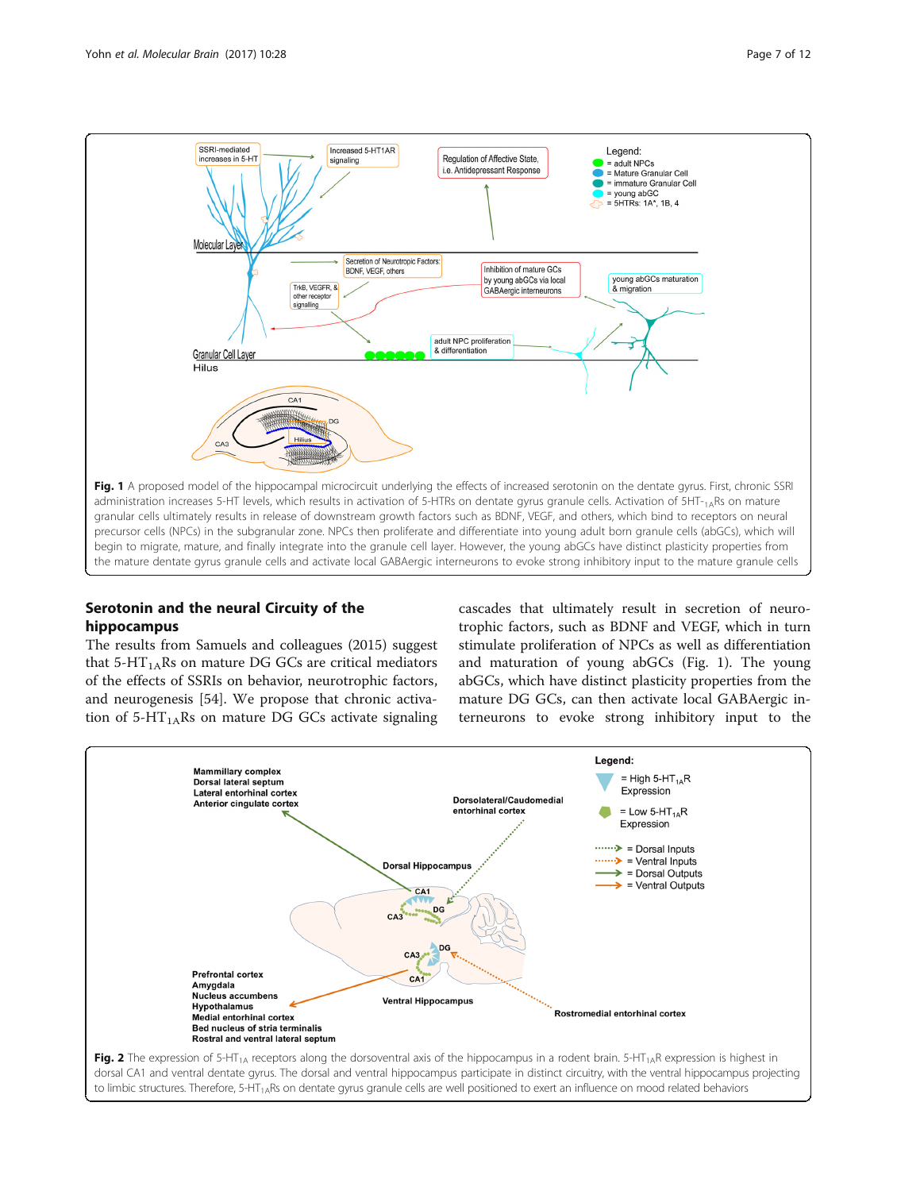**Fig. 1** A proposed model of the hippocampal microcircuit underlying the effects of increased serotonin on the dentate gyrus. First, chronic SSRI administration increases 5-HT levels, which results in activation of 5-HTRs on dentate gyrus granule cells. Activation of 5HT-$_{1A}$Rs on mature granular cells ultimately results in release of downstream growth factors such as BDNF, VEGF, and others, which bind to receptors on neural precursor cells (NPCs) in the subgranular zone. NPCs then proliferate and differentiate into young adult born granule cells (abGCs), which will begin to migrate, mature, and finally integrate into the granule cell layer. However, the young abGCs have distinct plasticity properties from the mature dentate gyrus granule cells and activate local GABAergic interneurons to evoke strong inhibitory input to the mature granule cells

## Serotonin and the neural Circuity of the hippocampus

The results from Samuels and colleagues (2015) suggest that 5-HT$_{1A}$Rs on mature DG GCs are critical mediators of the effects of SSRIs on behavior, neurotrophic factors, and neurogenesis [54]. We propose that chronic activation of 5-HT$_{1A}$Rs on mature DG GCs activate signaling cascades that ultimately result in secretion of neurotrophic factors, such as BDNF and VEGF, which in turn stimulate proliferation of NPCs as well as differentiation and maturation of young abGCs (Fig. 1). The young abGCs, which have distinct plasticity properties from the mature DG GCs, can then activate local GABAergic interneurons to evoke strong inhibitory input to the

**Fig. 2** The expression of 5-HT$_{1A}$ receptors along the dorsoventral axis of the hippocampus in a rodent brain. 5-HT$_{1A}$R expression is highest in dorsal CA1 and ventral dentate gyrus. The dorsal and ventral hippocampus participate in distinct circuitry, with the ventral hippocampus projecting to limbic structures. Therefore, 5-HT$_{1A}$Rs on dentate gyrus granule cells are well positioned to exert an influence on mood related behaviors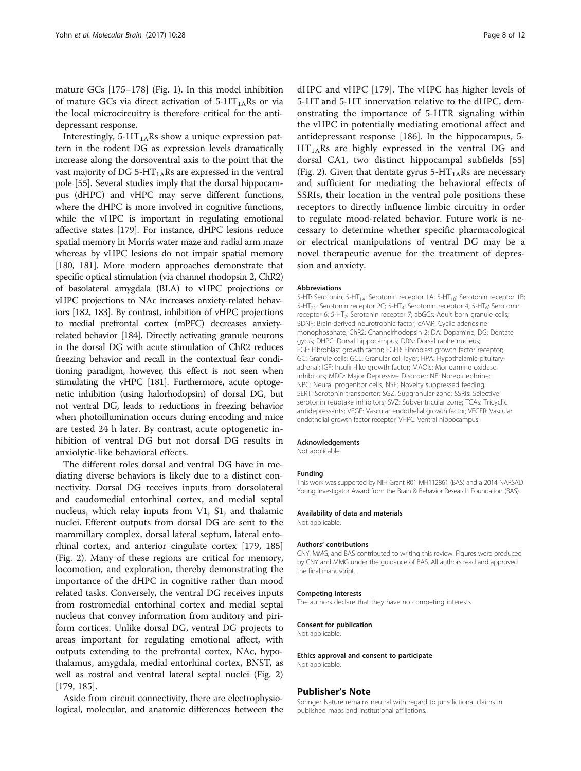mature GCs [175–178] (Fig. 1). In this model inhibition of mature GCs via direct activation of 5-$HT_{1A}$Rs or via the local microcircuitry is therefore critical for the antidepressant response.

Interestingly, 5-$HT_{1A}$Rs show a unique expression pattern in the rodent DG as expression levels dramatically increase along the dorsoventral axis to the point that the vast majority of DG 5-$HT_{1A}$Rs are expressed in the ventral pole [55]. Several studies imply that the dorsal hippocampus (dHPC) and vHPC may serve different functions, where the dHPC is more involved in cognitive functions, while the vHPC is important in regulating emotional affective states [179]. For instance, dHPC lesions reduce spatial memory in Morris water maze and radial arm maze whereas by vHPC lesions do not impair spatial memory [180, 181]. More modern approaches demonstrate that specific optical stimulation (via channel rhodopsin 2, ChR2) of basolateral amygdala (BLA) to vHPC projections or vHPC projections to NAc increases anxiety-related behaviors [182, 183]. By contrast, inhibition of vHPC projections to medial prefrontal cortex (mPFC) decreases anxiety-related behavior [184]. Directly activating granule neurons in the dorsal DG with acute stimulation of ChR2 reduces freezing behavior and recall in the contextual fear conditioning paradigm, however, this effect is not seen when stimulating the vHPC [181]. Furthermore, acute optogenetic inhibition (using halorhodopsin) of dorsal DG, but not ventral DG, leads to reductions in freezing behavior when photoillumination occurs during encoding and mice are tested 24 h later. By contrast, acute optogenetic inhibition of ventral DG but not dorsal DG results in anxiolytic-like behavioral effects.

The different roles dorsal and ventral DG have in mediating diverse behaviors is likely due to a distinct connectivity. Dorsal DG receives inputs from dorsolateral and caudomedial entorhinal cortex, and medial septal nucleus, which relay inputs from V1, S1, and thalamic nuclei. Efferent outputs from dorsal DG are sent to the mammillary complex, dorsal lateral septum, lateral entorhinal cortex, and anterior cingulate cortex [179, 185] (Fig. 2). Many of these regions are critical for memory, locomotion, and exploration, thereby demonstrating the importance of the dHPC in cognitive rather than mood related tasks. Conversely, the ventral DG receives inputs from rostromedial entorhinal cortex and medial septal nucleus that convey information from auditory and piriform cortices. Unlike dorsal DG, ventral DG projects to areas important for regulating emotional affect, with outputs extending to the prefrontal cortex, NAc, hypothalamus, amygdala, medial entorhinal cortex, BNST, as well as rostral and ventral lateral septal nuclei (Fig. 2) [179, 185].

Aside from circuit connectivity, there are electrophysiological, molecular, and anatomic differences between the dHPC and vHPC [179]. The vHPC has higher levels of 5-HT and 5-HT innervation relative to the dHPC, demonstrating the importance of 5-HTR signaling within the vHPC in potentially mediating emotional affect and antidepressant response [186]. In the hippocampus, 5-$HT_{1A}$Rs are highly expressed in the ventral DG and dorsal CA1, two distinct hippocampal subfields [55] (Fig. 2). Given that dentate gyrus 5-$HT_{1A}$Rs are necessary and sufficient for mediating the behavioral effects of SSRIs, their location in the ventral pole positions these receptors to directly influence limbic circuitry in order to regulate mood-related behavior. Future work is necessary to determine whether specific pharmacological or electrical manipulations of ventral DG may be a novel therapeutic avenue for the treatment of depression and anxiety.

#### Abbreviations

5-HT: Serotonin; 5-$HT_{1A}$: Serotonin receptor 1A; 5-$HT_{1B}$: Serotonin receptor 1B; 5-$HT_{2C}$: Serotonin receptor 2C; 5-$HT_4$: Serotonin receptor 4; 5-$HT_6$: Serotonin receptor 6; 5-$HT_7$: Serotonin receptor 7; abGCs: Adult born granule cells; BDNF: Brain-derived neurotrophic factor; cAMP: Cyclic adenosine monophosphate; ChR2: Channelrhodopsin 2; DA: Dopamine; DG: Dentate gyrus; DHPC: Dorsal hippocampus; DRN: Dorsal raphe nucleus; FGF: Fibroblast growth factor; FGFR: Fibroblast growth factor receptor; GC: Granule cells; GCL: Granular cell layer; HPA: Hypothalamic-pituitary-adrenal; IGF: Insulin-like growth factor; MAOIs: Monoamine oxidase inhibitors; MDD: Major Depressive Disorder; NE: Norepinephrine; NPC: Neural progenitor cells; NSF: Novelty suppressed feeding; SERT: Serotonin transporter; SGZ: Subgranular zone; SSRIs: Selective serotonin reuptake inhibitors; SVZ: Subventricular zone; TCAs: Tricyclic antidepressants; VEGF: Vascular endothelial growth factor; VEGFR: Vascular endothelial growth factor receptor; VHPC: Ventral hippocampus

#### Acknowledgements

Not applicable.

#### Funding

This work was supported by NIH Grant R01 MH112861 (BAS) and a 2014 NARSAD Young Investigator Award from the Brain & Behavior Research Foundation (BAS).

#### Availability of data and materials

Not applicable.

#### Authors' contributions

CNY, MMG, and BAS contributed to writing this review. Figures were produced by CNY and MMG under the guidance of BAS. All authors read and approved the final manuscript.

#### Competing interests

The authors declare that they have no competing interests.

#### Consent for publication

Not applicable.

#### Ethics approval and consent to participate

Not applicable.

## Publisher's Note

Springer Nature remains neutral with regard to jurisdictional claims in published maps and institutional affiliations.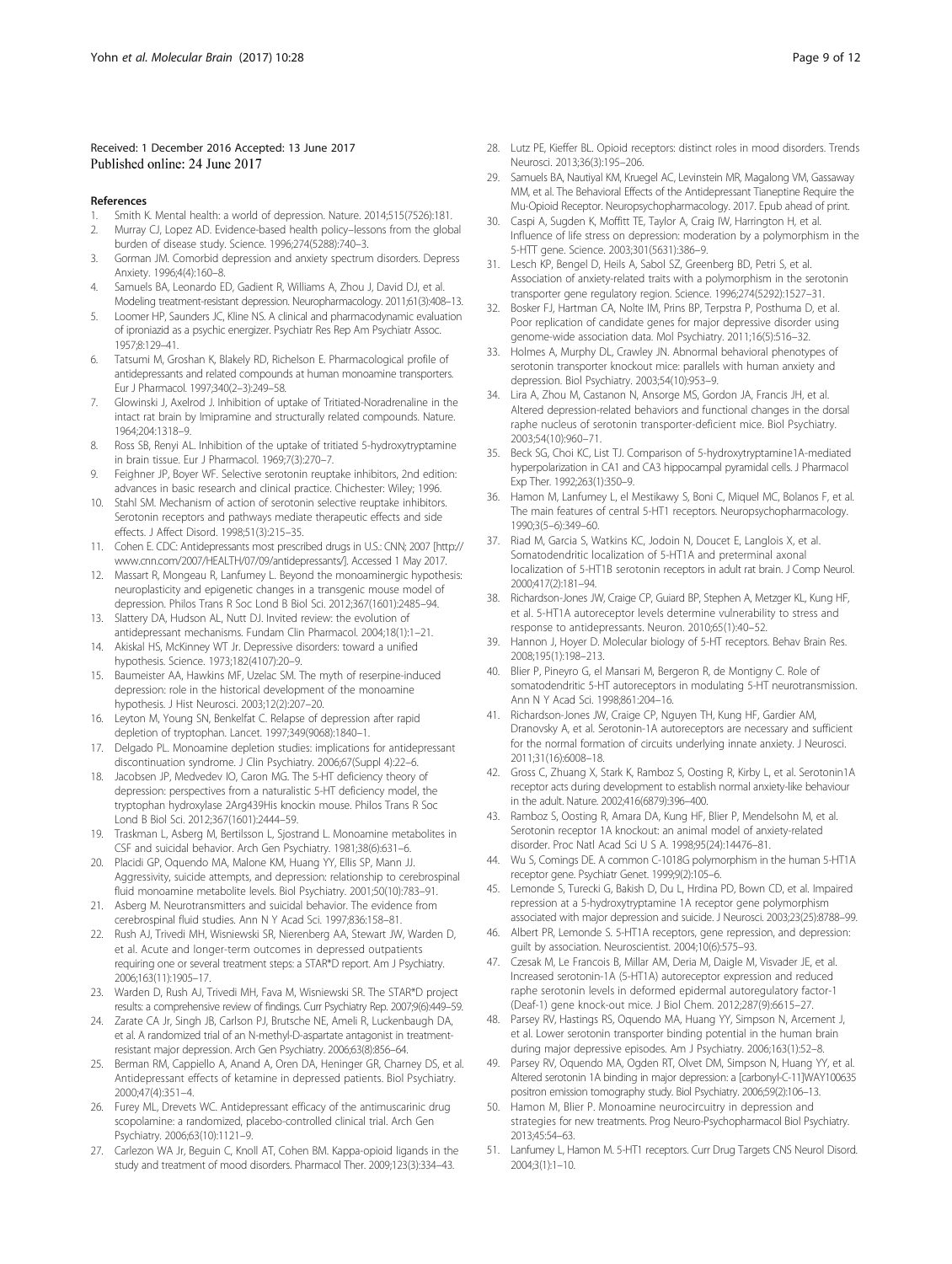Received: 1 December 2016 Accepted: 13 June 2017
Published online: 24 June 2017

## References

1. Smith K. Mental health: a world of depression. Nature. 2014;515(7526):181.
2. Murray CJ, Lopez AD. Evidence-based health policy–lessons from the global burden of disease study. Science. 1996;274(5288):740–3.
3. Gorman JM. Comorbid depression and anxiety spectrum disorders. Depress Anxiety. 1996;4(4):160–8.
4. Samuels BA, Leonardo ED, Gadient R, Williams A, Zhou J, David DJ, et al. Modeling treatment-resistant depression. Neuropharmacology. 2011;61(3):408–13.
5. Loomer HP, Saunders JC, Kline NS. A clinical and pharmacodynamic evaluation of iproniazid as a psychic energizer. Psychiatr Res Rep Am Psychiatr Assoc. 1957;8:129–41.
6. Tatsumi M, Groshan K, Blakely RD, Richelson E. Pharmacological profile of antidepressants and related compounds at human monoamine transporters. Eur J Pharmacol. 1997;340(2–3):249–58.
7. Glowinski J, Axelrod J. Inhibition of uptake of Tritiated-Noradrenaline in the intact rat brain by Imipramine and structurally related compounds. Nature. 1964;204:1318–9.
8. Ross SB, Renyi AL. Inhibition of the uptake of tritiated 5-hydroxytryptamine in brain tissue. Eur J Pharmacol. 1969;7(3):270–7.
9. Feighner JP, Boyer WF. Selective serotonin reuptake inhibitors, 2nd edition: advances in basic research and clinical practice. Chichester: Wiley; 1996.
10. Stahl SM. Mechanism of action of serotonin selective reuptake inhibitors. Serotonin receptors and pathways mediate therapeutic effects and side effects. J Affect Disord. 1998;51(3):215–35.
11. Cohen E. CDC: Antidepressants most prescribed drugs in U.S.: CNN; 2007 [http://www.cnn.com/2007/HEALTH/07/09/antidepressants/]. Accessed 1 May 2017.
12. Massart R, Mongeau R, Lanfumey L. Beyond the monoaminergic hypothesis: neuroplasticity and epigenetic changes in a transgenic mouse model of depression. Philos Trans R Soc Lond B Biol Sci. 2012;367(1601):2485–94.
13. Slattery DA, Hudson AL, Nutt DJ. Invited review: the evolution of antidepressant mechanisms. Fundam Clin Pharmacol. 2004;18(1):1–21.
14. Akiskal HS, McKinney WT Jr. Depressive disorders: toward a unified hypothesis. Science. 1973;182(4107):20–9.
15. Baumeister AA, Hawkins MF, Uzelac SM. The myth of reserpine-induced depression: role in the historical development of the monoamine hypothesis. J Hist Neurosci. 2003;12(2):207–20.
16. Leyton M, Young SN, Benkelfat C. Relapse of depression after rapid depletion of tryptophan. Lancet. 1997;349(9068):1840–1.
17. Delgado PL. Monoamine depletion studies: implications for antidepressant discontinuation syndrome. J Clin Psychiatry. 2006;67(Suppl 4):22–6.
18. Jacobsen JP, Medvedev IO, Caron MG. The 5-HT deficiency theory of depression: perspectives from a naturalistic 5-HT deficiency model, the tryptophan hydroxylase 2Arg439His knockin mouse. Philos Trans R Soc Lond B Biol Sci. 2012;367(1601):2444–59.
19. Traskman L, Asberg M, Bertilsson L, Sjostrand L. Monoamine metabolites in CSF and suicidal behavior. Arch Gen Psychiatry. 1981;38(6):631–6.
20. Placidi GP, Oquendo MA, Malone KM, Huang YY, Ellis SP, Mann JJ. Aggressivity, suicide attempts, and depression: relationship to cerebrospinal fluid monoamine metabolite levels. Biol Psychiatry. 2001;50(10):783–91.
21. Asberg M. Neurotransmitters and suicidal behavior. The evidence from cerebrospinal fluid studies. Ann N Y Acad Sci. 1997;836:158–81.
22. Rush AJ, Trivedi MH, Wisniewski SR, Nierenberg AA, Stewart JW, Warden D, et al. Acute and longer-term outcomes in depressed outpatients requiring one or several treatment steps: a STAR*D report. Am J Psychiatry. 2006;163(11):1905–17.
23. Warden D, Rush AJ, Trivedi MH, Fava M, Wisniewski SR. The STAR*D project results: a comprehensive review of findings. Curr Psychiatry Rep. 2007;9(6):449–59.
24. Zarate CA Jr, Singh JB, Carlson PJ, Brutsche NE, Ameli R, Luckenbaugh DA, et al. A randomized trial of an N-methyl-D-aspartate antagonist in treatment-resistant major depression. Arch Gen Psychiatry. 2006;63(8):856–64.
25. Berman RM, Cappiello A, Anand A, Oren DA, Heninger GR, Charney DS, et al. Antidepressant effects of ketamine in depressed patients. Biol Psychiatry. 2000;47(4):351–4.
26. Furey ML, Drevets WC. Antidepressant efficacy of the antimuscarinic drug scopolamine: a randomized, placebo-controlled clinical trial. Arch Gen Psychiatry. 2006;63(10):1121–9.
27. Carlezon WA Jr, Beguin C, Knoll AT, Cohen BM. Kappa-opioid ligands in the study and treatment of mood disorders. Pharmacol Ther. 2009;123(3):334–43.
28. Lutz PE, Kieffer BL. Opioid receptors: distinct roles in mood disorders. Trends Neurosci. 2013;36(3):195–206.
29. Samuels BA, Nautiyal KM, Kruegel AC, Levinstein MR, Magalong VM, Gassaway MM, et al. The Behavioral Effects of the Antidepressant Tianeptine Require the Mu-Opioid Receptor. Neuropsychopharmacology. 2017. Epub ahead of print.
30. Caspi A, Sugden K, Moffitt TE, Taylor A, Craig IW, Harrington H, et al. Influence of life stress on depression: moderation by a polymorphism in the 5-HTT gene. Science. 2003;301(5631):386–9.
31. Lesch KP, Bengel D, Heils A, Sabol SZ, Greenberg BD, Petri S, et al. Association of anxiety-related traits with a polymorphism in the serotonin transporter gene regulatory region. Science. 1996;274(5292):1527–31.
32. Bosker FJ, Hartman CA, Nolte IM, Prins BP, Terpstra P, Posthuma D, et al. Poor replication of candidate genes for major depressive disorder using genome-wide association data. Mol Psychiatry. 2011;16(5):516–32.
33. Holmes A, Murphy DL, Crawley JN. Abnormal behavioral phenotypes of serotonin transporter knockout mice: parallels with human anxiety and depression. Biol Psychiatry. 2003;54(10):953–9.
34. Lira A, Zhou M, Castanon N, Ansorge MS, Gordon JA, Francis JH, et al. Altered depression-related behaviors and functional changes in the dorsal raphe nucleus of serotonin transporter-deficient mice. Biol Psychiatry. 2003;54(10):960–71.
35. Beck SG, Choi KC, List TJ. Comparison of 5-hydroxytryptamine1A-mediated hyperpolarization in CA1 and CA3 hippocampal pyramidal cells. J Pharmacol Exp Ther. 1992;263(1):350–9.
36. Hamon M, Lanfumey L, el Mestikawy S, Boni C, Miquel MC, Bolanos F, et al. The main features of central 5-HT1 receptors. Neuropsychopharmacology. 1990;3(5–6):349–60.
37. Riad M, Garcia S, Watkins KC, Jodoin N, Doucet E, Langlois X, et al. Somatodendritic localization of 5-HT1A and preterminal axonal localization of 5-HT1B serotonin receptors in adult rat brain. J Comp Neurol. 2000;417(2):181–94.
38. Richardson-Jones JW, Craige CP, Guiard BP, Stephen A, Metzger KL, Kung HF, et al. 5-HT1A autoreceptor levels determine vulnerability to stress and response to antidepressants. Neuron. 2010;65(1):40–52.
39. Hannon J, Hoyer D. Molecular biology of 5-HT receptors. Behav Brain Res. 2008;195(1):198–213.
40. Blier P, Pineyro G, el Mansari M, Bergeron R, de Montigny C. Role of somatodendritic 5-HT autoreceptors in modulating 5-HT neurotransmission. Ann N Y Acad Sci. 1998;861:204–16.
41. Richardson-Jones JW, Craige CP, Nguyen TH, Kung HF, Gardier AM, Dranovsky A, et al. Serotonin-1A autoreceptors are necessary and sufficient for the normal formation of circuits underlying innate anxiety. J Neurosci. 2011;31(16):6008–18.
42. Gross C, Zhuang X, Stark K, Ramboz S, Oosting R, Kirby L, et al. Serotonin1A receptor acts during development to establish normal anxiety-like behaviour in the adult. Nature. 2002;416(6879):396–400.
43. Ramboz S, Oosting R, Amara DA, Kung HF, Blier P, Mendelsohn M, et al. Serotonin receptor 1A knockout: an animal model of anxiety-related disorder. Proc Natl Acad Sci U S A. 1998;95(24):14476–81.
44. Wu S, Comings DE. A common C-1018G polymorphism in the human 5-HT1A receptor gene. Psychiatr Genet. 1999;9(2):105–6.
45. Lemonde S, Turecki G, Bakish D, Du L, Hrdina PD, Bown CD, et al. Impaired repression at a 5-hydroxytryptamine 1A receptor gene polymorphism associated with major depression and suicide. J Neurosci. 2003;23(25):8788–99.
46. Albert PR, Lemonde S. 5-HT1A receptors, gene repression, and depression: guilt by association. Neuroscientist. 2004;10(6):575–93.
47. Czesak M, Le Francois B, Millar AM, Deria M, Daigle M, Visvader JE, et al. Increased serotonin-1A (5-HT1A) autoreceptor expression and reduced raphe serotonin levels in deformed epidermal autoregulatory factor-1 (Deaf-1) gene knock-out mice. J Biol Chem. 2012;287(9):6615–27.
48. Parsey RV, Hastings RS, Oquendo MA, Huang YY, Simpson N, Arcement J, et al. Lower serotonin transporter binding potential in the human brain during major depressive episodes. Am J Psychiatry. 2006;163(1):52–8.
49. Parsey RV, Oquendo MA, Ogden RT, Olvet DM, Simpson N, Huang YY, et al. Altered serotonin 1A binding in major depression: a [carbonyl-C-11]WAY100635 positron emission tomography study. Biol Psychiatry. 2006;59(2):106–13.
50. Hamon M, Blier P. Monoamine neurocircuitry in depression and strategies for new treatments. Prog Neuro-Psychopharmacol Biol Psychiatry. 2013;45:54–63.
51. Lanfumey L, Hamon M. 5-HT1 receptors. Curr Drug Targets CNS Neurol Disord. 2004;3(1):1–10.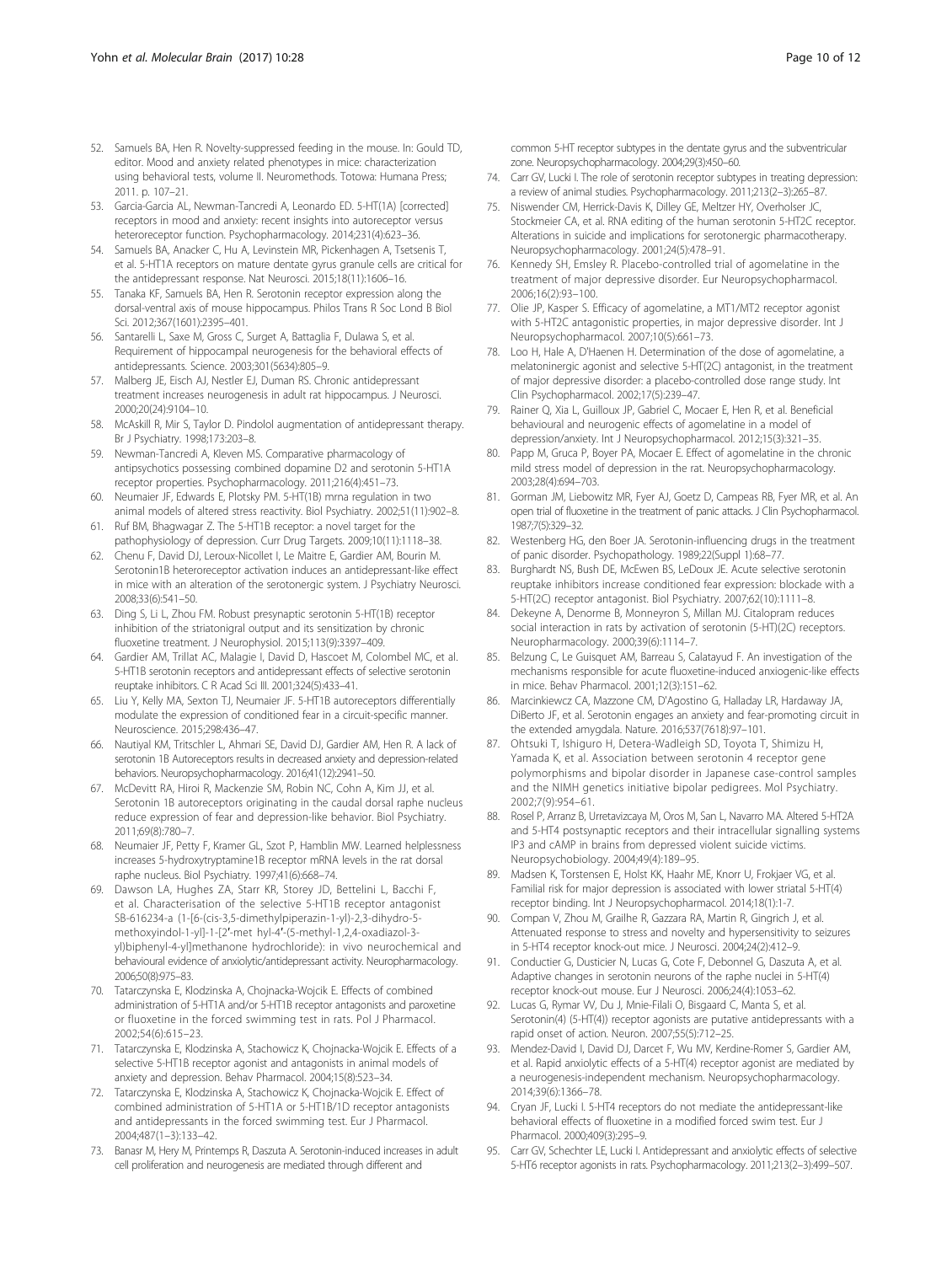52. Samuels BA, Hen R. Novelty-suppressed feeding in the mouse. In: Gould TD, editor. Mood and anxiety related phenotypes in mice: characterization using behavioral tests, volume II. Neuromethods. Totowa: Humana Press; 2011. p. 107–21.
53. Garcia-Garcia AL, Newman-Tancredi A, Leonardo ED. 5-HT(1A) [corrected] receptors in mood and anxiety: recent insights into autoreceptor versus heteroreceptor function. Psychopharmacology. 2014;231(4):623–36.
54. Samuels BA, Anacker C, Hu A, Levinstein MR, Pickenhagen A, Tsetsenis T, et al. 5-HT1A receptors on mature dentate gyrus granule cells are critical for the antidepressant response. Nat Neurosci. 2015;18(11):1606–16.
55. Tanaka KF, Samuels BA, Hen R. Serotonin receptor expression along the dorsal-ventral axis of mouse hippocampus. Philos Trans R Soc Lond B Biol Sci. 2012;367(1601):2395–401.
56. Santarelli L, Saxe M, Gross C, Surget A, Battaglia F, Dulawa S, et al. Requirement of hippocampal neurogenesis for the behavioral effects of antidepressants. Science. 2003;301(5634):805–9.
57. Malberg JE, Eisch AJ, Nestler EJ, Duman RS. Chronic antidepressant treatment increases neurogenesis in adult rat hippocampus. J Neurosci. 2000;20(24):9104–10.
58. McAskill R, Mir S, Taylor D. Pindolol augmentation of antidepressant therapy. Br J Psychiatry. 1998;173:203–8.
59. Newman-Tancredi A, Kleven MS. Comparative pharmacology of antipsychotics possessing combined dopamine D2 and serotonin 5-HT1A receptor properties. Psychopharmacology. 2011;216(4):451–73.
60. Neumaier JF, Edwards E, Plotsky PM. 5-HT(1B) mrna regulation in two animal models of altered stress reactivity. Biol Psychiatry. 2002;51(11):902–8.
61. Ruf BM, Bhagwagar Z. The 5-HT1B receptor: a novel target for the pathophysiology of depression. Curr Drug Targets. 2009;10(11):1118–38.
62. Chenu F, David DJ, Leroux-Nicollet I, Le Maitre E, Gardier AM, Bourin M. Serotonin1B heteroreceptor activation induces an antidepressant-like effect in mice with an alteration of the serotonergic system. J Psychiatry Neurosci. 2008;33(6):541–50.
63. Ding S, Li L, Zhou FM. Robust presynaptic serotonin 5-HT(1B) receptor inhibition of the striatonigral output and its sensitization by chronic fluoxetine treatment. J Neurophysiol. 2015;113(9):3397–409.
64. Gardier AM, Trillat AC, Malagie I, David D, Hascoet M, Colombel MC, et al. 5-HT1B serotonin receptors and antidepressant effects of selective serotonin reuptake inhibitors. C R Acad Sci III. 2001;324(5):433–41.
65. Liu Y, Kelly MA, Sexton TJ, Neumaier JF. 5-HT1B autoreceptors differentially modulate the expression of conditioned fear in a circuit-specific manner. Neuroscience. 2015;298:436–47.
66. Nautiyal KM, Tritschler L, Ahmari SE, David DJ, Gardier AM, Hen R. A lack of serotonin 1B Autoreceptors results in decreased anxiety and depression-related behaviors. Neuropsychopharmacology. 2016;41(12):2941–50.
67. McDevitt RA, Hiroi R, Mackenzie SM, Robin NC, Cohn A, Kim JJ, et al. Serotonin 1B autoreceptors originating in the caudal dorsal raphe nucleus reduce expression of fear and depression-like behavior. Biol Psychiatry. 2011;69(8):780–7.
68. Neumaier JF, Petty F, Kramer GL, Szot P, Hamblin MW. Learned helplessness increases 5-hydroxytryptamine1B receptor mRNA levels in the rat dorsal raphe nucleus. Biol Psychiatry. 1997;41(6):668–74.
69. Dawson LA, Hughes ZA, Starr KR, Storey JD, Bettelini L, Bacchi F, et al. Characterisation of the selective 5-HT1B receptor antagonist SB-616234-a (1-[6-(cis-3,5-dimethylpiperazin-1-yl)-2,3-dihydro-5-methoxyindol-1-yl]-1-[2′-met hyl-4′-(5-methyl-1,2,4-oxadiazol-3-yl)biphenyl-4-yl]methanone hydrochloride): in vivo neurochemical and behavioural evidence of anxiolytic/antidepressant activity. Neuropharmacology. 2006;50(8):975–83.
70. Tatarczynska E, Klodzinska A, Chojnacka-Wojcik E. Effects of combined administration of 5-HT1A and/or 5-HT1B receptor antagonists and paroxetine or fluoxetine in the forced swimming test in rats. Pol J Pharmacol. 2002;54(6):615–23.
71. Tatarczynska E, Klodzinska A, Stachowicz K, Chojnacka-Wojcik E. Effects of a selective 5-HT1B receptor agonist and antagonists in animal models of anxiety and depression. Behav Pharmacol. 2004;15(8):523–34.
72. Tatarczynska E, Klodzinska A, Stachowicz K, Chojnacka-Wojcik E. Effect of combined administration of 5-HT1A or 5-HT1B/1D receptor antagonists and antidepressants in the forced swimming test. Eur J Pharmacol. 2004;487(1–3):133–42.
73. Banasr M, Hery M, Printemps R, Daszuta A. Serotonin-induced increases in adult cell proliferation and neurogenesis are mediated through different and common 5-HT receptor subtypes in the dentate gyrus and the subventricular zone. Neuropsychopharmacology. 2004;29(3):450–60.
74. Carr GV, Lucki I. The role of serotonin receptor subtypes in treating depression: a review of animal studies. Psychopharmacology. 2011;213(2–3):265–87.
75. Niswender CM, Herrick-Davis K, Dilley GE, Meltzer HY, Overholser JC, Stockmeier CA, et al. RNA editing of the human serotonin 5-HT2C receptor. Alterations in suicide and implications for serotonergic pharmacotherapy. Neuropsychopharmacology. 2001;24(5):478–91.
76. Kennedy SH, Emsley R. Placebo-controlled trial of agomelatine in the treatment of major depressive disorder. Eur Neuropsychopharmacol. 2006;16(2):93–100.
77. Olie JP, Kasper S. Efficacy of agomelatine, a MT1/MT2 receptor agonist with 5-HT2C antagonistic properties, in major depressive disorder. Int J Neuropsychopharmacol. 2007;10(5):661–73.
78. Loo H, Hale A, D'Haenen H. Determination of the dose of agomelatine, a melatoninergic agonist and selective 5-HT(2C) antagonist, in the treatment of major depressive disorder: a placebo-controlled dose range study. Int Clin Psychopharmacol. 2002;17(5):239–47.
79. Rainer Q, Xia L, Guilloux JP, Gabriel C, Mocaer E, Hen R, et al. Beneficial behavioural and neurogenic effects of agomelatine in a model of depression/anxiety. Int J Neuropsychopharmacol. 2012;15(3):321–35.
80. Papp M, Gruca P, Boyer PA, Mocaer E. Effect of agomelatine in the chronic mild stress model of depression in the rat. Neuropsychopharmacology. 2003;28(4):694–703.
81. Gorman JM, Liebowitz MR, Fyer AJ, Goetz D, Campeas RB, Fyer MR, et al. An open trial of fluoxetine in the treatment of panic attacks. J Clin Psychopharmacol. 1987;7(5):329–32.
82. Westenberg HG, den Boer JA. Serotonin-influencing drugs in the treatment of panic disorder. Psychopathology. 1989;22(Suppl 1):68–77.
83. Burghardt NS, Bush DE, McEwen BS, LeDoux JE. Acute selective serotonin reuptake inhibitors increase conditioned fear expression: blockade with a 5-HT(2C) receptor antagonist. Biol Psychiatry. 2007;62(10):1111–8.
84. Dekeyne A, Denorme B, Monneyron S, Millan MJ. Citalopram reduces social interaction in rats by activation of serotonin (5-HT)(2C) receptors. Neuropharmacology. 2000;39(6):1114–7.
85. Belzung C, Le Guisquet AM, Barreau S, Calatayud F. An investigation of the mechanisms responsible for acute fluoxetine-induced anxiogenic-like effects in mice. Behav Pharmacol. 2001;12(3):151–62.
86. Marcinkiewcz CA, Mazzone CM, D'Agostino G, Halladay LR, Hardaway JA, DiBerto JF, et al. Serotonin engages an anxiety and fear-promoting circuit in the extended amygdala. Nature. 2016;537(7618):97–101.
87. Ohtsuki T, Ishiguro H, Detera-Wadleigh SD, Toyota T, Shimizu H, Yamada K, et al. Association between serotonin 4 receptor gene polymorphisms and bipolar disorder in Japanese case-control samples and the NIMH genetics initiative bipolar pedigrees. Mol Psychiatry. 2002;7(9):954–61.
88. Rosel P, Arranz B, Urretavizcaya M, Oros M, San L, Navarro MA. Altered 5-HT2A and 5-HT4 postsynaptic receptors and their intracellular signalling systems IP3 and cAMP in brains from depressed violent suicide victims. Neuropsychobiology. 2004;49(4):189–95.
89. Madsen K, Torstensen E, Holst KK, Haahr ME, Knorr U, Frokjaer VG, et al. Familial risk for major depression is associated with lower striatal 5-HT(4) receptor binding. Int J Neuropsychopharmacol. 2014;18(1):1-7.
90. Compan V, Zhou M, Grailhe R, Gazzara RA, Martin R, Gingrich J, et al. Attenuated response to stress and novelty and hypersensitivity to seizures in 5-HT4 receptor knock-out mice. J Neurosci. 2004;24(2):412–9.
91. Conductier G, Dusticier N, Lucas G, Cote F, Debonnel G, Daszuta A, et al. Adaptive changes in serotonin neurons of the raphe nuclei in 5-HT(4) receptor knock-out mouse. Eur J Neurosci. 2006;24(4):1053–62.
92. Lucas G, Rymar VV, Du J, Mnie-Filali O, Bisgaard C, Manta S, et al. Serotonin(4) (5-HT(4)) receptor agonists are putative antidepressants with a rapid onset of action. Neuron. 2007;55(5):712–25.
93. Mendez-David I, David DJ, Darcet F, Wu MV, Kerdine-Romer S, Gardier AM, et al. Rapid anxiolytic effects of a 5-HT(4) receptor agonist are mediated by a neurogenesis-independent mechanism. Neuropsychopharmacology. 2014;39(6):1366–78.
94. Cryan JF, Lucki I. 5-HT4 receptors do not mediate the antidepressant-like behavioral effects of fluoxetine in a modified forced swim test. Eur J Pharmacol. 2000;409(3):295–9.
95. Carr GV, Schechter LE, Lucki I. Antidepressant and anxiolytic effects of selective 5-HT6 receptor agonists in rats. Psychopharmacology. 2011;213(2–3):499–507.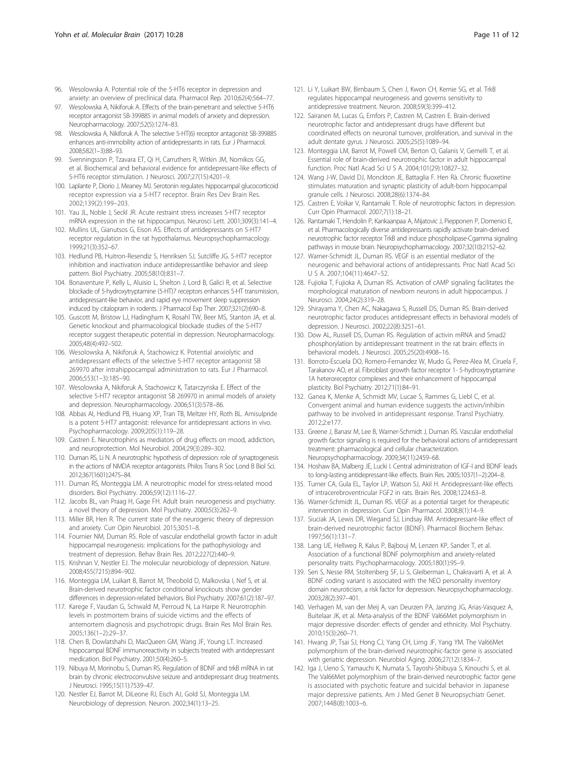96. Wesolowska A. Potential role of the 5-HT6 receptor in depression and anxiety: an overview of preclinical data. Pharmacol Rep. 2010;62(4):564–77.
97. Wesolowska A, Nikiforuk A. Effects of the brain-penetrant and selective 5-HT6 receptor antagonist SB-399885 in animal models of anxiety and depression. Neuropharmacology. 2007;52(5):1274–83.
98. Wesolowska A, Nikiforuk A. The selective 5-HT(6) receptor antagonist SB-399885 enhances anti-immobility action of antidepressants in rats. Eur J Pharmacol. 2008;582(1–3):88–93.
99. Svenningsson P, Tzavara ET, Qi H, Carruthers R, Witkin JM, Nomikos GG, et al. Biochemical and behavioral evidence for antidepressant-like effects of 5-HT6 receptor stimulation. J Neurosci. 2007;27(15):4201–9.
100. Laplante P, Diorio J, Meaney MJ. Serotonin regulates hippocampal glucocorticoid receptor expression via a 5-HT7 receptor. Brain Res Dev Brain Res. 2002;139(2):199–203.
101. Yau JL, Noble J, Seckl JR. Acute restraint stress increases 5-HT7 receptor mRNA expression in the rat hippocampus. Neurosci Lett. 2001;309(3):141–4.
102. Mullins UL, Gianutsos G, Eison AS. Effects of antidepressants on 5-HT7 receptor regulation in the rat hypothalamus. Neuropsychopharmacology. 1999;21(3):352–67.
103. Hedlund PB, Huitron-Resendiz S, Henriksen SJ, Sutcliffe JG. 5-HT7 receptor inhibition and inactivation induce antidepressantlike behavior and sleep pattern. Biol Psychiatry. 2005;58(10):831–7.
104. Bonaventure P, Kelly L, Aluisio L, Shelton J, Lord B, Galici R, et al. Selective blockade of 5-hydroxytryptamine (5-HT)7 receptors enhances 5-HT transmission, antidepressant-like behavior, and rapid eye movement sleep suppression induced by citalopram in rodents. J Pharmacol Exp Ther. 2007;321(2):690–8.
105. Guscott M, Bristow LJ, Hadingham K, Rosahl TW, Beer MS, Stanton JA, et al. Genetic knockout and pharmacological blockade studies of the 5-HT7 receptor suggest therapeutic potential in depression. Neuropharmacology. 2005;48(4):492–502.
106. Wesolowska A, Nikiforuk A, Stachowicz K. Potential anxiolytic and antidepressant effects of the selective 5-HT7 receptor antagonist SB 269970 after intrahippocampal administration to rats. Eur J Pharmacol. 2006;553(1–3):185–90.
107. Wesolowska A, Nikiforuk A, Stachowicz K, Tatarczynska E. Effect of the selective 5-HT7 receptor antagonist SB 269970 in animal models of anxiety and depression. Neuropharmacology. 2006;51(3):578–86.
108. Abbas AI, Hedlund PB, Huang XP, Tran TB, Meltzer HY, Roth BL. Amisulpride is a potent 5-HT7 antagonist: relevance for antidepressant actions in vivo. Psychopharmacology. 2009;205(1):119–28.
109. Castren E. Neurotrophins as mediators of drug effects on mood, addiction, and neuroprotection. Mol Neurobiol. 2004;29(3):289–302.
110. Duman RS, Li N. A neurotrophic hypothesis of depression: role of synaptogenesis in the actions of NMDA receptor antagonists. Philos Trans R Soc Lond B Biol Sci. 2012;367(1601):2475–84.
111. Duman RS, Monteggia LM. A neurotrophic model for stress-related mood disorders. Biol Psychiatry. 2006;59(12):1116–27.
112. Jacobs BL, van Praag H, Gage FH. Adult brain neurogenesis and psychiatry: a novel theory of depression. Mol Psychiatry. 2000;5(3):262–9.
113. Miller BR, Hen R. The current state of the neurogenic theory of depression and anxiety. Curr Opin Neurobiol. 2015;30:51–8.
114. Fournier NM, Duman RS. Role of vascular endothelial growth factor in adult hippocampal neurogenesis: implications for the pathophysiology and treatment of depression. Behav Brain Res. 2012;227(2):440–9.
115. Krishnan V, Nestler EJ. The molecular neurobiology of depression. Nature. 2008;455(7215):894–902.
116. Monteggia LM, Luikart B, Barrot M, Theobold D, Malkovska I, Nef S, et al. Brain-derived neurotrophic factor conditional knockouts show gender differences in depression-related behaviors. Biol Psychiatry. 2007;61(2):187–97.
117. Karege F, Vaudan G, Schwald M, Perroud N, La Harpe R. Neurotrophin levels in postmortem brains of suicide victims and the effects of antemortem diagnosis and psychotropic drugs. Brain Res Mol Brain Res. 2005;136(1–2):29–37.
118. Chen B, Dowlatshahi D, MacQueen GM, Wang JF, Young LT. Increased hippocampal BDNF immunoreactivity in subjects treated with antidepressant medication. Biol Psychiatry. 2001;50(4):260–5.
119. Nibuya M, Morinobu S, Duman RS. Regulation of BDNF and trkB mRNA in rat brain by chronic electroconvulsive seizure and antidepressant drug treatments. J Neurosci. 1995;15(11):7539–47.
120. Nestler EJ, Barrot M, DiLeone RJ, Eisch AJ, Gold SJ, Monteggia LM. Neurobiology of depression. Neuron. 2002;34(1):13–25.
121. Li Y, Luikart BW, Birnbaum S, Chen J, Kwon CH, Kernie SG, et al. TrkB regulates hippocampal neurogenesis and governs sensitivity to antidepressive treatment. Neuron. 2008;59(3):399–412.
122. Sairanen M, Lucas G, Ernfors P, Castren M, Castren E. Brain-derived neurotrophic factor and antidepressant drugs have different but coordinated effects on neuronal turnover, proliferation, and survival in the adult dentate gyrus. J Neurosci. 2005;25(5):1089–94.
123. Monteggia LM, Barrot M, Powell CM, Berton O, Galanis V, Gemelli T, et al. Essential role of brain-derived neurotrophic factor in adult hippocampal function. Proc Natl Acad Sci U S A. 2004;101(29):10827–32.
124. Wang J-W, David DJ, Monckton JE, Battaglia F. Hen Rà. Chronic fluoxetine stimulates maturation and synaptic plasticity of adult-born hippocampal granule cells. J Neurosci. 2008;28(6):1374–84.
125. Castren E, Voikar V, Rantamaki T. Role of neurotrophic factors in depression. Curr Opin Pharmacol. 2007;7(1):18–21.
126. Rantamaki T, Hendolin P, Kankaanpaa A, Mijatovic J, Piepponen P, Domenici E, et al. Pharmacologically diverse antidepressants rapidly activate brain-derived neurotrophic factor receptor TrkB and induce phospholipase-Cgamma signaling pathways in mouse brain. Neuropsychopharmacology. 2007;32(10):2152–62.
127. Warner-Schmidt JL, Duman RS. VEGF is an essential mediator of the neurogenic and behavioral actions of antidepressants. Proc Natl Acad Sci U S A. 2007;104(11):4647–52.
128. Fujioka T, Fujioka A, Duman RS. Activation of cAMP signaling facilitates the morphological maturation of newborn neurons in adult hippocampus. J Neurosci. 2004;24(2):319–28.
129. Shirayama Y, Chen AC, Nakagawa S, Russell DS, Duman RS. Brain-derived neurotrophic factor produces antidepressant effects in behavioral models of depression. J Neurosci. 2002;22(8):3251–61.
130. Dow AL, Russell DS, Duman RS. Regulation of activin mRNA and Smad2 phosphorylation by antidepressant treatment in the rat brain: effects in behavioral models. J Neurosci. 2005;25(20):4908–16.
131. Borroto-Escuela DO, Romero-Fernandez W, Mudo G, Perez-Alea M, Ciruela F, Tarakanov AO, et al. Fibroblast growth factor receptor 1- 5-hydroxytryptamine 1A heteroreceptor complexes and their enhancement of hippocampal plasticity. Biol Psychiatry. 2012;71(1):84–91.
132. Ganea K, Menke A, Schmidt MV, Lucae S, Rammes G, Liebl C, et al. Convergent animal and human evidence suggests the activin/inhibin pathway to be involved in antidepressant response. Transl Psychiatry. 2012;2:e177.
133. Greene J, Banasr M, Lee B, Warner-Schmidt J, Duman RS. Vascular endothelial growth factor signaling is required for the behavioral actions of antidepressant treatment: pharmacological and cellular characterization. Neuropsychopharmacology. 2009;34(11):2459–68.
134. Hoshaw BA, Malberg JE, Lucki I. Central administration of IGF-I and BDNF leads to long-lasting antidepressant-like effects. Brain Res. 2005;1037(1–2):204–8.
135. Turner CA, Gula EL, Taylor LP, Watson SJ, Akil H. Antidepressant-like effects of intracerebroventricular FGF2 in rats. Brain Res. 2008;1224:63–8.
136. Warner-Schmidt JL, Duman RS. VEGF as a potential target for therapeutic intervention in depression. Curr Opin Pharmacol. 2008;8(1):14–9.
137. Siuciak JA, Lewis DR, Wiegand SJ, Lindsay RM. Antidepressant-like effect of brain-derived neurotrophic factor (BDNF). Pharmacol Biochem Behav. 1997;56(1):131–7.
138. Lang UE, Hellweg R, Kalus P, Bajbouj M, Lenzen KP, Sander T, et al. Association of a functional BDNF polymorphism and anxiety-related personality traits. Psychopharmacology. 2005;180(1):95–9.
139. Sen S, Nesse RM, Stoltenberg SF, Li S, Gleiberman L, Chakravarti A, et al. A BDNF coding variant is associated with the NEO personality inventory domain neuroticism, a risk factor for depression. Neuropsychopharmacology. 2003;28(2):397–401.
140. Verhagen M, van der Meij A, van Deurzen PA, Janzing JG, Arias-Vasquez A, Buitelaar JK, et al. Meta-analysis of the BDNF Val66Met polymorphism in major depressive disorder: effects of gender and ethnicity. Mol Psychiatry. 2010;15(3):260–71.
141. Hwang JP, Tsai SJ, Hong CJ, Yang CH, Lirng JF, Yang YM. The Val66Met polymorphism of the brain-derived neurotrophic-factor gene is associated with geriatric depression. Neurobiol Aging. 2006;27(12):1834–7.
142. Iga J, Ueno S, Yamauchi K, Numata S, Tayoshi-Shibuya S, Kinouchi S, et al. The Val66Met polymorphism of the brain-derived neurotrophic factor gene is associated with psychotic feature and suicidal behavior in Japanese major depressive patients. Am J Med Genet B Neuropsychiatr Genet. 2007;144B(8):1003–6.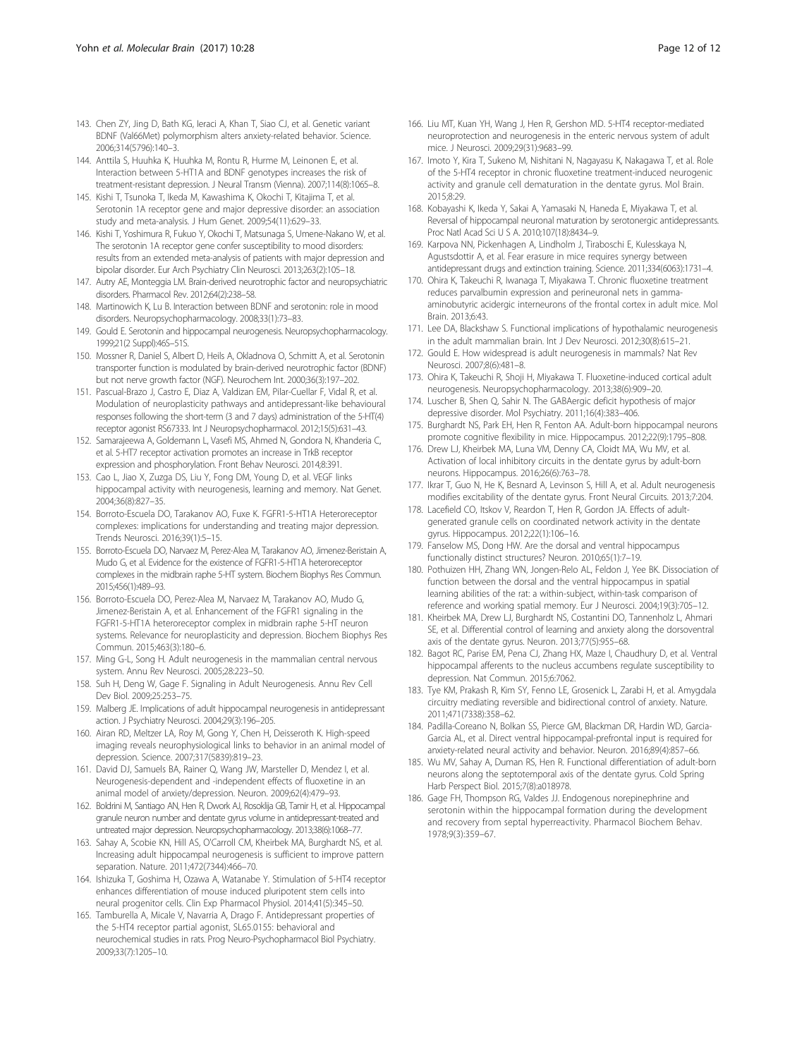143. Chen ZY, Jing D, Bath KG, Ieraci A, Khan T, Siao CJ, et al. Genetic variant BDNF (Val66Met) polymorphism alters anxiety-related behavior. Science. 2006;314(5796):140–3.
144. Anttila S, Huuhka K, Huuhka M, Rontu R, Hurme M, Leinonen E, et al. Interaction between 5-HT1A and BDNF genotypes increases the risk of treatment-resistant depression. J Neural Transm (Vienna). 2007;114(8):1065–8.
145. Kishi T, Tsunoka T, Ikeda M, Kawashima K, Okochi T, Kitajima T, et al. Serotonin 1A receptor gene and major depressive disorder: an association study and meta-analysis. J Hum Genet. 2009;54(11):629–33.
146. Kishi T, Yoshimura R, Fukuo Y, Okochi T, Matsunaga S, Umene-Nakano W, et al. The serotonin 1A receptor gene confer susceptibility to mood disorders: results from an extended meta-analysis of patients with major depression and bipolar disorder. Eur Arch Psychiatry Clin Neurosci. 2013;263(2):105–18.
147. Autry AE, Monteggia LM. Brain-derived neurotrophic factor and neuropsychiatric disorders. Pharmacol Rev. 2012;64(2):238–58.
148. Martinowich K, Lu B. Interaction between BDNF and serotonin: role in mood disorders. Neuropsychopharmacology. 2008;33(1):73–83.
149. Gould E. Serotonin and hippocampal neurogenesis. Neuropsychopharmacology. 1999;21(2 Suppl):46S–51S.
150. Mossner R, Daniel S, Albert D, Heils A, Okladnova O, Schmitt A, et al. Serotonin transporter function is modulated by brain-derived neurotrophic factor (BDNF) but not nerve growth factor (NGF). Neurochem Int. 2000;36(3):197–202.
151. Pascual-Brazo J, Castro E, Diaz A, Valdizan EM, Pilar-Cuellar F, Vidal R, et al. Modulation of neuroplasticity pathways and antidepressant-like behavioural responses following the short-term (3 and 7 days) administration of the 5-HT(4) receptor agonist RS67333. Int J Neuropsychopharmacol. 2012;15(5):631–43.
152. Samarajeewa A, Goldemann L, Vasefi MS, Ahmed N, Gondora N, Khanderia C, et al. 5-HT7 receptor activation promotes an increase in TrkB receptor expression and phosphorylation. Front Behav Neurosci. 2014;8:391.
153. Cao L, Jiao X, Zuzga DS, Liu Y, Fong DM, Young D, et al. VEGF links hippocampal activity with neurogenesis, learning and memory. Nat Genet. 2004;36(8):827–35.
154. Borroto-Escuela DO, Tarakanov AO, Fuxe K. FGFR1-5-HT1A Heteroreceptor complexes: implications for understanding and treating major depression. Trends Neurosci. 2016;39(1):5–15.
155. Borroto-Escuela DO, Narvaez M, Perez-Alea M, Tarakanov AO, Jimenez-Beristain A, Mudo G, et al. Evidence for the existence of FGFR1-5-HT1A heteroreceptor complexes in the midbrain raphe 5-HT system. Biochem Biophys Res Commun. 2015;456(1):489–93.
156. Borroto-Escuela DO, Perez-Alea M, Narvaez M, Tarakanov AO, Mudo G, Jimenez-Beristain A, et al. Enhancement of the FGFR1 signaling in the FGFR1-5-HT1A heteroreceptor complex in midbrain raphe 5-HT neuron systems. Relevance for neuroplasticity and depression. Biochem Biophys Res Commun. 2015;463(3):180–6.
157. Ming G-L, Song H. Adult neurogenesis in the mammalian central nervous system. Annu Rev Neurosci. 2005;28:223–50.
158. Suh H, Deng W, Gage F. Signaling in Adult Neurogenesis. Annu Rev Cell Dev Biol. 2009;25:253–75.
159. Malberg JE. Implications of adult hippocampal neurogenesis in antidepressant action. J Psychiatry Neurosci. 2004;29(3):196–205.
160. Airan RD, Meltzer LA, Roy M, Gong Y, Chen H, Deisseroth K. High-speed imaging reveals neurophysiological links to behavior in an animal model of depression. Science. 2007;317(5839):819–23.
161. David DJ, Samuels BA, Rainer Q, Wang JW, Marsteller D, Mendez I, et al. Neurogenesis-dependent and -independent effects of fluoxetine in an animal model of anxiety/depression. Neuron. 2009;62(4):479–93.
162. Boldrini M, Santiago AN, Hen R, Dwork AJ, Rosoklija GB, Tamir H, et al. Hippocampal granule neuron number and dentate gyrus volume in antidepressant-treated and untreated major depression. Neuropsychopharmacology. 2013;38(6):1068–77.
163. Sahay A, Scobie KN, Hill AS, O'Carroll CM, Kheirbek MA, Burghardt NS, et al. Increasing adult hippocampal neurogenesis is sufficient to improve pattern separation. Nature. 2011;472(7344):466–70.
164. Ishizuka T, Goshima H, Ozawa A, Watanabe Y. Stimulation of 5-HT4 receptor enhances differentiation of mouse induced pluripotent stem cells into neural progenitor cells. Clin Exp Pharmacol Physiol. 2014;41(5):345–50.
165. Tamburella A, Micale V, Navarria A, Drago F. Antidepressant properties of the 5-HT4 receptor partial agonist, SL65.0155: behavioral and neurochemical studies in rats. Prog Neuro-Psychopharmacol Biol Psychiatry. 2009;33(7):1205–10.
166. Liu MT, Kuan YH, Wang J, Hen R, Gershon MD. 5-HT4 receptor-mediated neuroprotection and neurogenesis in the enteric nervous system of adult mice. J Neurosci. 2009;29(31):9683–99.
167. Imoto Y, Kira T, Sukeno M, Nishitani N, Nagayasu K, Nakagawa T, et al. Role of the 5-HT4 receptor in chronic fluoxetine treatment-induced neurogenic activity and granule cell dematuration in the dentate gyrus. Mol Brain. 2015;8:29.
168. Kobayashi K, Ikeda Y, Sakai A, Yamasaki N, Haneda E, Miyakawa T, et al. Reversal of hippocampal neuronal maturation by serotonergic antidepressants. Proc Natl Acad Sci U S A. 2010;107(18):8434–9.
169. Karpova NN, Pickenhagen A, Lindholm J, Tiraboschi E, Kulesskaya N, Agustsdottir A, et al. Fear erasure in mice requires synergy between antidepressant drugs and extinction training. Science. 2011;334(6063):1731–4.
170. Ohira K, Takeuchi R, Iwanaga T, Miyakawa T. Chronic fluoxetine treatment reduces parvalbumin expression and perineuronal nets in gamma-aminobutyric acidergic interneurons of the frontal cortex in adult mice. Mol Brain. 2013;6:43.
171. Lee DA, Blackshaw S. Functional implications of hypothalamic neurogenesis in the adult mammalian brain. Int J Dev Neurosci. 2012;30(8):615–21.
172. Gould E. How widespread is adult neurogenesis in mammals? Nat Rev Neurosci. 2007;8(6):481–8.
173. Ohira K, Takeuchi R, Shoji H, Miyakawa T. Fluoxetine-induced cortical adult neurogenesis. Neuropsychopharmacology. 2013;38(6):909–20.
174. Luscher B, Shen Q, Sahir N. The GABAergic deficit hypothesis of major depressive disorder. Mol Psychiatry. 2011;16(4):383–406.
175. Burghardt NS, Park EH, Hen R, Fenton AA. Adult-born hippocampal neurons promote cognitive flexibility in mice. Hippocampus. 2012;22(9):1795–808.
176. Drew LJ, Kheirbek MA, Luna VM, Denny CA, Cloidt MA, Wu MV, et al. Activation of local inhibitory circuits in the dentate gyrus by adult-born neurons. Hippocampus. 2016;26(6):763–78.
177. Ikrar T, Guo N, He K, Besnard A, Levinson S, Hill A, et al. Adult neurogenesis modifies excitability of the dentate gyrus. Front Neural Circuits. 2013;7:204.
178. Lacefield CO, Itskov V, Reardon T, Hen R, Gordon JA. Effects of adult-generated granule cells on coordinated network activity in the dentate gyrus. Hippocampus. 2012;22(1):106–16.
179. Fanselow MS, Dong HW. Are the dorsal and ventral hippocampus functionally distinct structures? Neuron. 2010;65(1):7–19.
180. Pothuizen HH, Zhang WN, Jongen-Relo AL, Feldon J, Yee BK. Dissociation of function between the dorsal and the ventral hippocampus in spatial learning abilities of the rat: a within-subject, within-task comparison of reference and working spatial memory. Eur J Neurosci. 2004;19(3):705–12.
181. Kheirbek MA, Drew LJ, Burghardt NS, Costantini DO, Tannenholz L, Ahmari SE, et al. Differential control of learning and anxiety along the dorsoventral axis of the dentate gyrus. Neuron. 2013;77(5):955–68.
182. Bagot RC, Parise EM, Pena CJ, Zhang HX, Maze I, Chaudhury D, et al. Ventral hippocampal afferents to the nucleus accumbens regulate susceptibility to depression. Nat Commun. 2015;6:7062.
183. Tye KM, Prakash R, Kim SY, Fenno LE, Grosenick L, Zarabi H, et al. Amygdala circuitry mediating reversible and bidirectional control of anxiety. Nature. 2011;471(7338):358–62.
184. Padilla-Coreano N, Bolkan SS, Pierce GM, Blackman DR, Hardin WD, Garcia-Garcia AL, et al. Direct ventral hippocampal-prefrontal input is required for anxiety-related neural activity and behavior. Neuron. 2016;89(4):857–66.
185. Wu MV, Sahay A, Duman RS, Hen R. Functional differentiation of adult-born neurons along the septotemporal axis of the dentate gyrus. Cold Spring Harb Perspect Biol. 2015;7(8):a018978.
186. Gage FH, Thompson RG, Valdes JJ. Endogenous norepinephrine and serotonin within the hippocampal formation during the development and recovery from septal hyperreactivity. Pharmacol Biochem Behav. 1978;9(3):359–67.